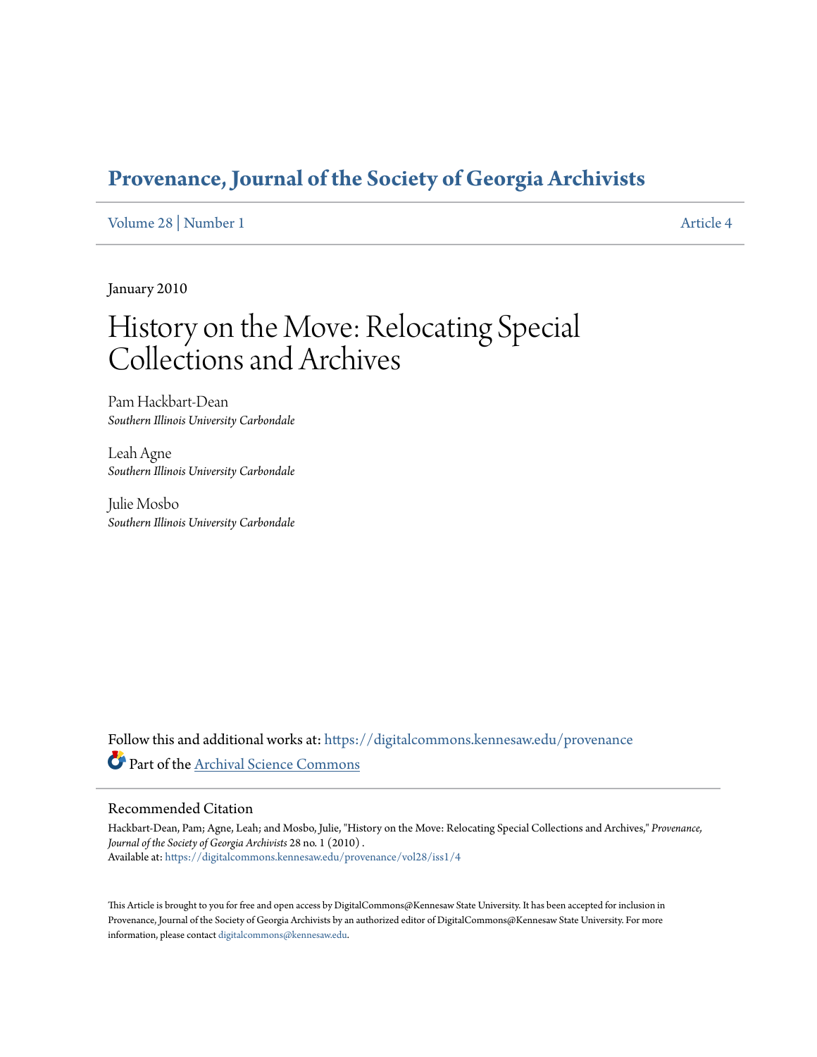# Provenance, Journal of the Society of Georgia Archivists

Volume 28 | Number 1 Article 4

January 2010

# History on the Move: Relocating Special Collections and Archives

Pam Hackbart-Dean
*Southern Illinois University Carbondale*

Leah Agne
*Southern Illinois University Carbondale*

Julie Mosbo
*Southern Illinois University Carbondale*

Follow this and additional works at: https://digitalcommons.kennesaw.edu/provenance

Part of the Archival Science Commons

## Recommended Citation

Hackbart-Dean, Pam; Agne, Leah; and Mosbo, Julie, "History on the Move: Relocating Special Collections and Archives," *Provenance, Journal of the Society of Georgia Archivists* 28 no. 1 (2010) .
Available at: https://digitalcommons.kennesaw.edu/provenance/vol28/iss1/4

This Article is brought to you for free and open access by DigitalCommons@Kennesaw State University. It has been accepted for inclusion in Provenance, Journal of the Society of Georgia Archivists by an authorized editor of DigitalCommons@Kennesaw State University. For more information, please contact digitalcommons@kennesaw.edu.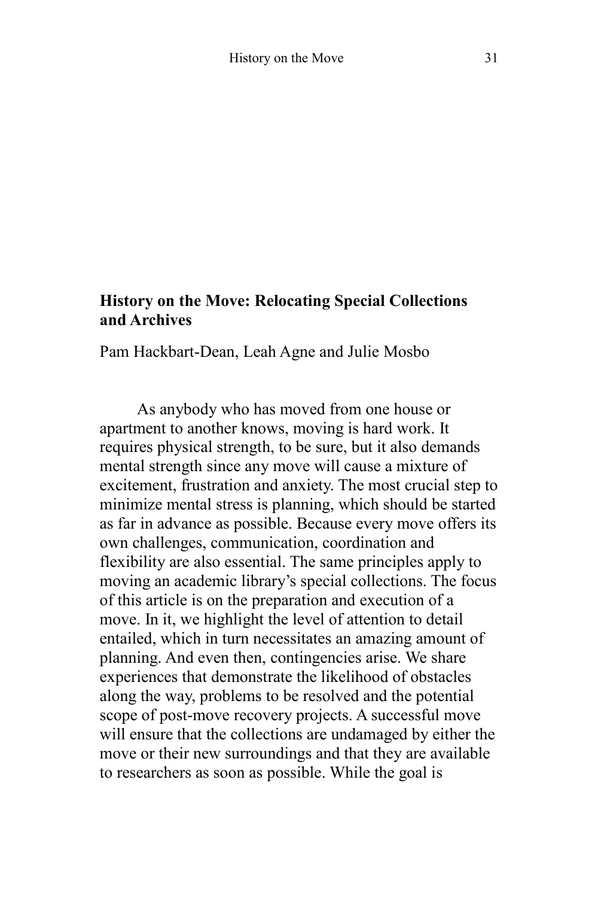## History on the Move: Relocating Special Collections and Archives

Pam Hackbart-Dean, Leah Agne and Julie Mosbo

As anybody who has moved from one house or apartment to another knows, moving is hard work. It requires physical strength, to be sure, but it also demands mental strength since any move will cause a mixture of excitement, frustration and anxiety. The most crucial step to minimize mental stress is planning, which should be started as far in advance as possible. Because every move offers its own challenges, communication, coordination and flexibility are also essential. The same principles apply to moving an academic library's special collections. The focus of this article is on the preparation and execution of a move. In it, we highlight the level of attention to detail entailed, which in turn necessitates an amazing amount of planning. And even then, contingencies arise. We share experiences that demonstrate the likelihood of obstacles along the way, problems to be resolved and the potential scope of post-move recovery projects. A successful move will ensure that the collections are undamaged by either the move or their new surroundings and that they are available to researchers as soon as possible. While the goal is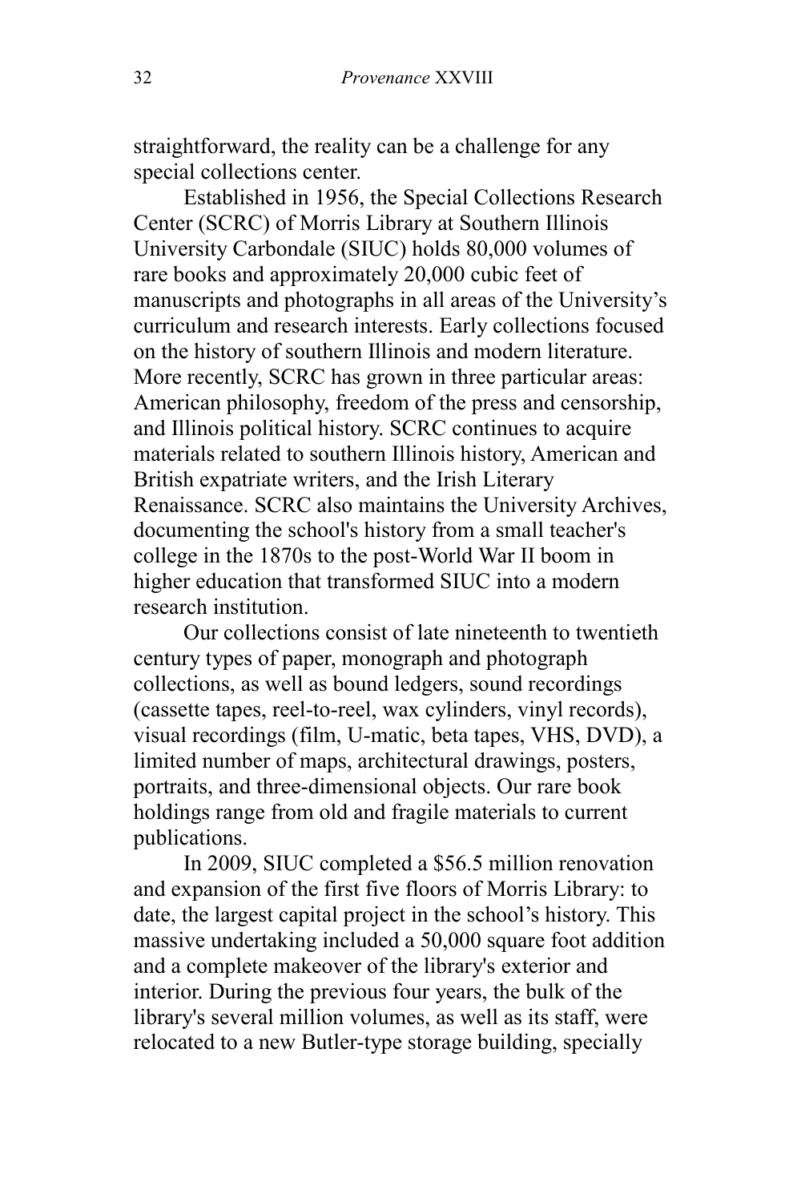straightforward, the reality can be a challenge for any special collections center.

Established in 1956, the Special Collections Research Center (SCRC) of Morris Library at Southern Illinois University Carbondale (SIUC) holds 80,000 volumes of rare books and approximately 20,000 cubic feet of manuscripts and photographs in all areas of the University's curriculum and research interests. Early collections focused on the history of southern Illinois and modern literature. More recently, SCRC has grown in three particular areas: American philosophy, freedom of the press and censorship, and Illinois political history. SCRC continues to acquire materials related to southern Illinois history, American and British expatriate writers, and the Irish Literary Renaissance. SCRC also maintains the University Archives, documenting the school's history from a small teacher's college in the 1870s to the post-World War II boom in higher education that transformed SIUC into a modern research institution.

Our collections consist of late nineteenth to twentieth century types of paper, monograph and photograph collections, as well as bound ledgers, sound recordings (cassette tapes, reel-to-reel, wax cylinders, vinyl records), visual recordings (film, U-matic, beta tapes, VHS, DVD), a limited number of maps, architectural drawings, posters, portraits, and three-dimensional objects. Our rare book holdings range from old and fragile materials to current publications.

In 2009, SIUC completed a $56.5 million renovation and expansion of the first five floors of Morris Library: to date, the largest capital project in the school's history. This massive undertaking included a 50,000 square foot addition and a complete makeover of the library's exterior and interior. During the previous four years, the bulk of the library's several million volumes, as well as its staff, were relocated to a new Butler-type storage building, specially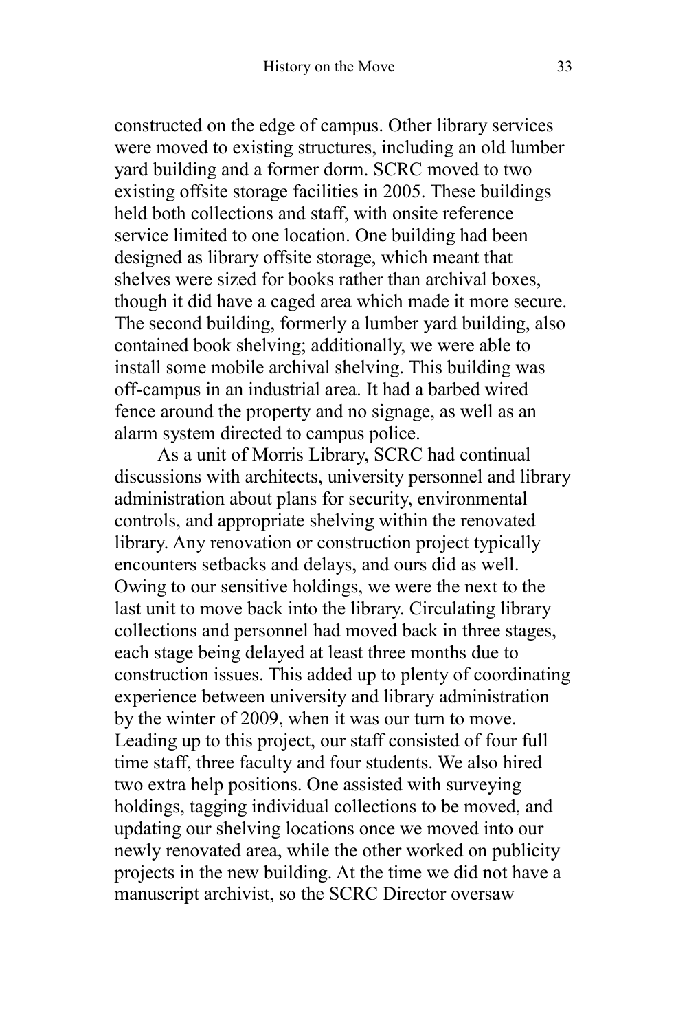constructed on the edge of campus. Other library services were moved to existing structures, including an old lumber yard building and a former dorm. SCRC moved to two existing offsite storage facilities in 2005. These buildings held both collections and staff, with onsite reference service limited to one location. One building had been designed as library offsite storage, which meant that shelves were sized for books rather than archival boxes, though it did have a caged area which made it more secure. The second building, formerly a lumber yard building, also contained book shelving; additionally, we were able to install some mobile archival shelving. This building was off-campus in an industrial area. It had a barbed wired fence around the property and no signage, as well as an alarm system directed to campus police.

As a unit of Morris Library, SCRC had continual discussions with architects, university personnel and library administration about plans for security, environmental controls, and appropriate shelving within the renovated library. Any renovation or construction project typically encounters setbacks and delays, and ours did as well. Owing to our sensitive holdings, we were the next to the last unit to move back into the library. Circulating library collections and personnel had moved back in three stages, each stage being delayed at least three months due to construction issues. This added up to plenty of coordinating experience between university and library administration by the winter of 2009, when it was our turn to move. Leading up to this project, our staff consisted of four full time staff, three faculty and four students. We also hired two extra help positions. One assisted with surveying holdings, tagging individual collections to be moved, and updating our shelving locations once we moved into our newly renovated area, while the other worked on publicity projects in the new building. At the time we did not have a manuscript archivist, so the SCRC Director oversaw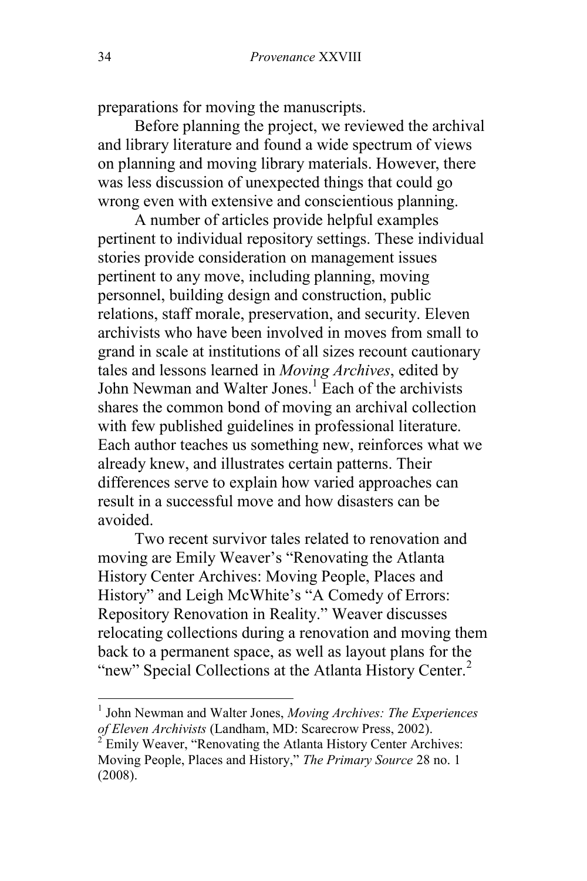preparations for moving the manuscripts.

Before planning the project, we reviewed the archival and library literature and found a wide spectrum of views on planning and moving library materials. However, there was less discussion of unexpected things that could go wrong even with extensive and conscientious planning.

A number of articles provide helpful examples pertinent to individual repository settings. These individual stories provide consideration on management issues pertinent to any move, including planning, moving personnel, building design and construction, public relations, staff morale, preservation, and security. Eleven archivists who have been involved in moves from small to grand in scale at institutions of all sizes recount cautionary tales and lessons learned in *Moving Archives*, edited by John Newman and Walter Jones.[1] Each of the archivists shares the common bond of moving an archival collection with few published guidelines in professional literature. Each author teaches us something new, reinforces what we already knew, and illustrates certain patterns. Their differences serve to explain how varied approaches can result in a successful move and how disasters can be avoided.

Two recent survivor tales related to renovation and moving are Emily Weaver's "Renovating the Atlanta History Center Archives: Moving People, Places and History" and Leigh McWhite's "A Comedy of Errors: Repository Renovation in Reality." Weaver discusses relocating collections during a renovation and moving them back to a permanent space, as well as layout plans for the "new" Special Collections at the Atlanta History Center.[2]

---

[1] John Newman and Walter Jones, *Moving Archives: The Experiences of Eleven Archivists* (Landham, MD: Scarecrow Press, 2002).

[2] Emily Weaver, "Renovating the Atlanta History Center Archives: Moving People, Places and History," *The Primary Source* 28 no. 1 (2008).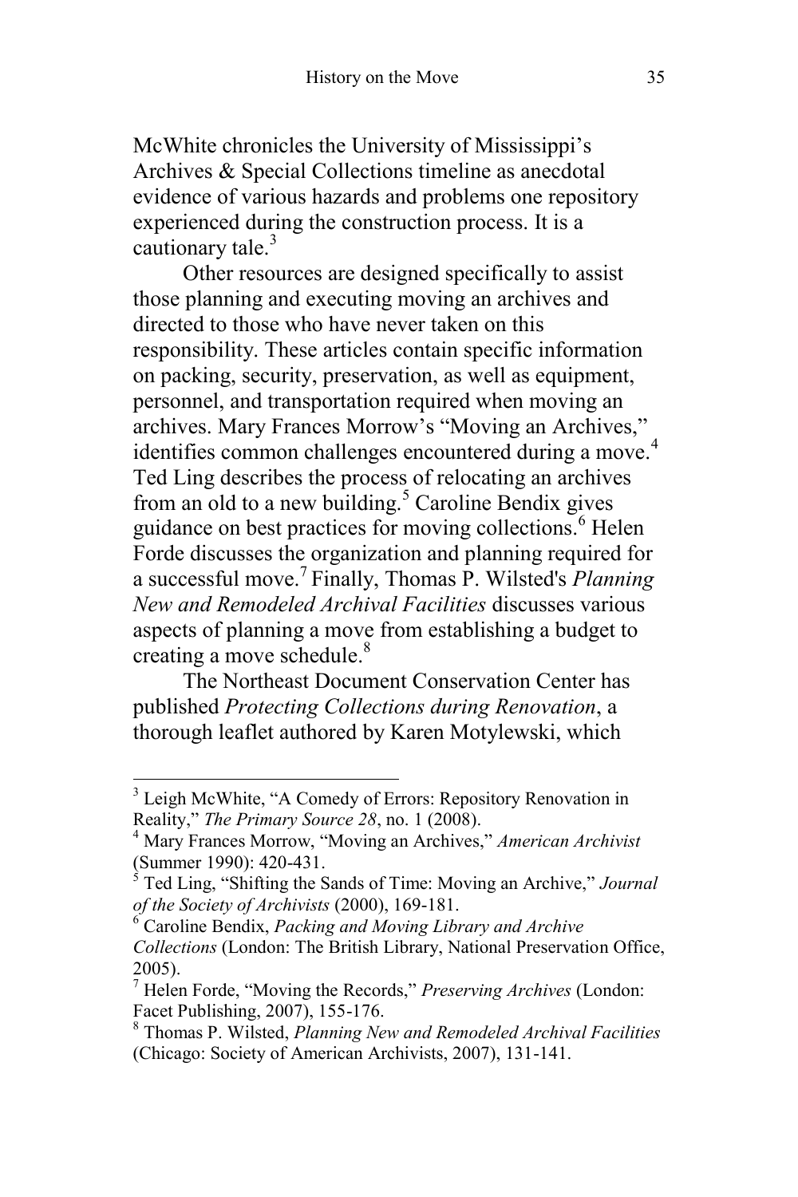McWhite chronicles the University of Mississippi's Archives & Special Collections timeline as anecdotal evidence of various hazards and problems one repository experienced during the construction process. It is a cautionary tale.[3]

Other resources are designed specifically to assist those planning and executing moving an archives and directed to those who have never taken on this responsibility. These articles contain specific information on packing, security, preservation, as well as equipment, personnel, and transportation required when moving an archives. Mary Frances Morrow's "Moving an Archives," identifies common challenges encountered during a move.[4] Ted Ling describes the process of relocating an archives from an old to a new building.[5] Caroline Bendix gives guidance on best practices for moving collections.[6] Helen Forde discusses the organization and planning required for a successful move.[7] Finally, Thomas P. Wilsted's *Planning New and Remodeled Archival Facilities* discusses various aspects of planning a move from establishing a budget to creating a move schedule.[8]

The Northeast Document Conservation Center has published *Protecting Collections during Renovation*, a thorough leaflet authored by Karen Motylewski, which

---

[3] Leigh McWhite, "A Comedy of Errors: Repository Renovation in Reality," *The Primary Source 28*, no. 1 (2008).

[4] Mary Frances Morrow, "Moving an Archives," *American Archivist* (Summer 1990): 420-431.

[5] Ted Ling, "Shifting the Sands of Time: Moving an Archive," *Journal of the Society of Archivists* (2000), 169-181.

[6] Caroline Bendix, *Packing and Moving Library and Archive Collections* (London: The British Library, National Preservation Office, 2005).

[7] Helen Forde, "Moving the Records," *Preserving Archives* (London: Facet Publishing, 2007), 155-176.

[8] Thomas P. Wilsted, *Planning New and Remodeled Archival Facilities* (Chicago: Society of American Archivists, 2007), 131-141.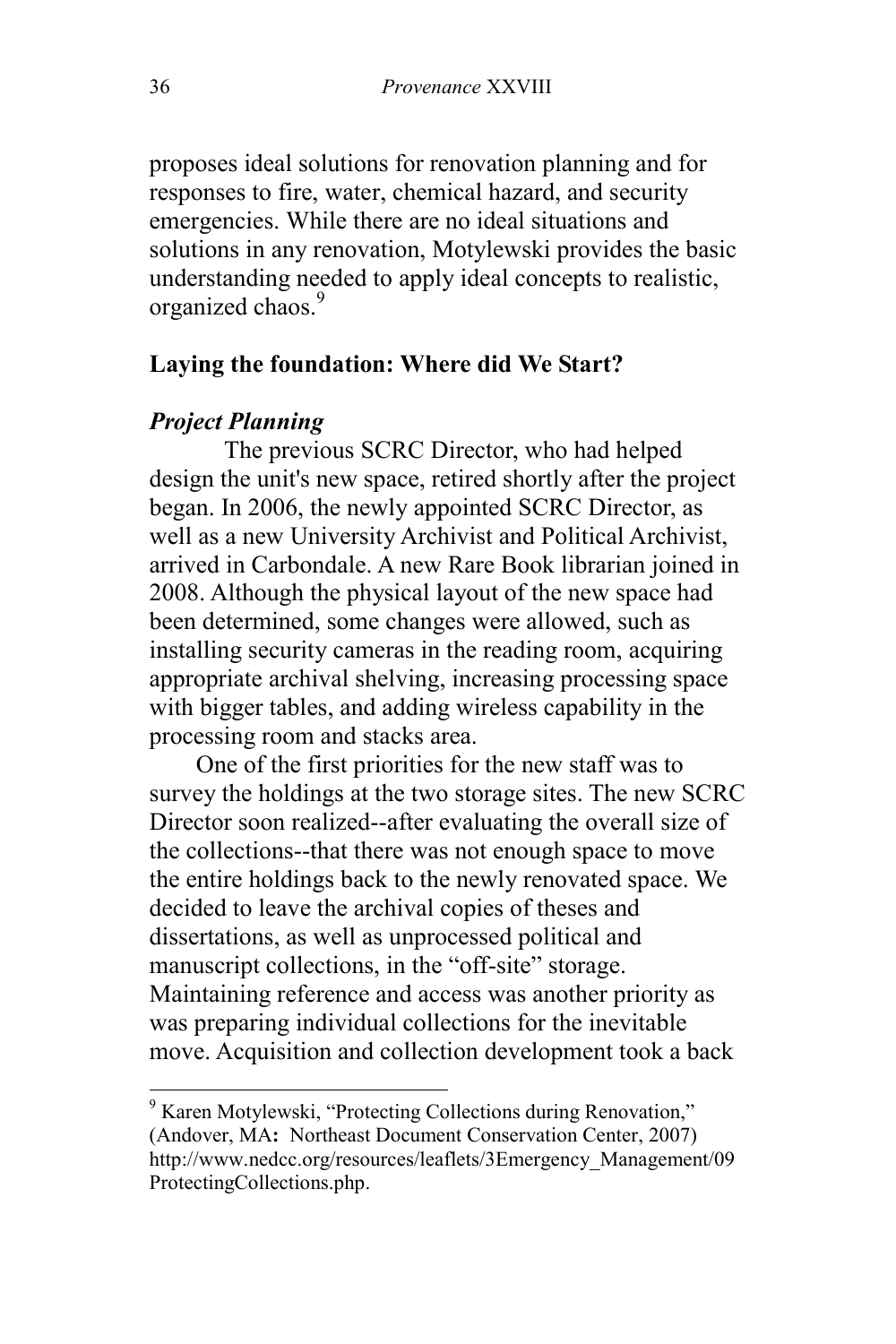proposes ideal solutions for renovation planning and for responses to fire, water, chemical hazard, and security emergencies. While there are no ideal situations and solutions in any renovation, Motylewski provides the basic understanding needed to apply ideal concepts to realistic, organized chaos.[9]

## Laying the foundation: Where did We Start?

### *Project Planning*

The previous SCRC Director, who had helped design the unit's new space, retired shortly after the project began. In 2006, the newly appointed SCRC Director, as well as a new University Archivist and Political Archivist, arrived in Carbondale. A new Rare Book librarian joined in 2008. Although the physical layout of the new space had been determined, some changes were allowed, such as installing security cameras in the reading room, acquiring appropriate archival shelving, increasing processing space with bigger tables, and adding wireless capability in the processing room and stacks area.

One of the first priorities for the new staff was to survey the holdings at the two storage sites. The new SCRC Director soon realized--after evaluating the overall size of the collections--that there was not enough space to move the entire holdings back to the newly renovated space. We decided to leave the archival copies of theses and dissertations, as well as unprocessed political and manuscript collections, in the "off-site" storage. Maintaining reference and access was another priority as was preparing individual collections for the inevitable move. Acquisition and collection development took a back

---

[9] Karen Motylewski, "Protecting Collections during Renovation," (Andover, MA**:** Northeast Document Conservation Center, 2007) http://www.nedcc.org/resources/leaflets/3Emergency_Management/09ProtectingCollections.php.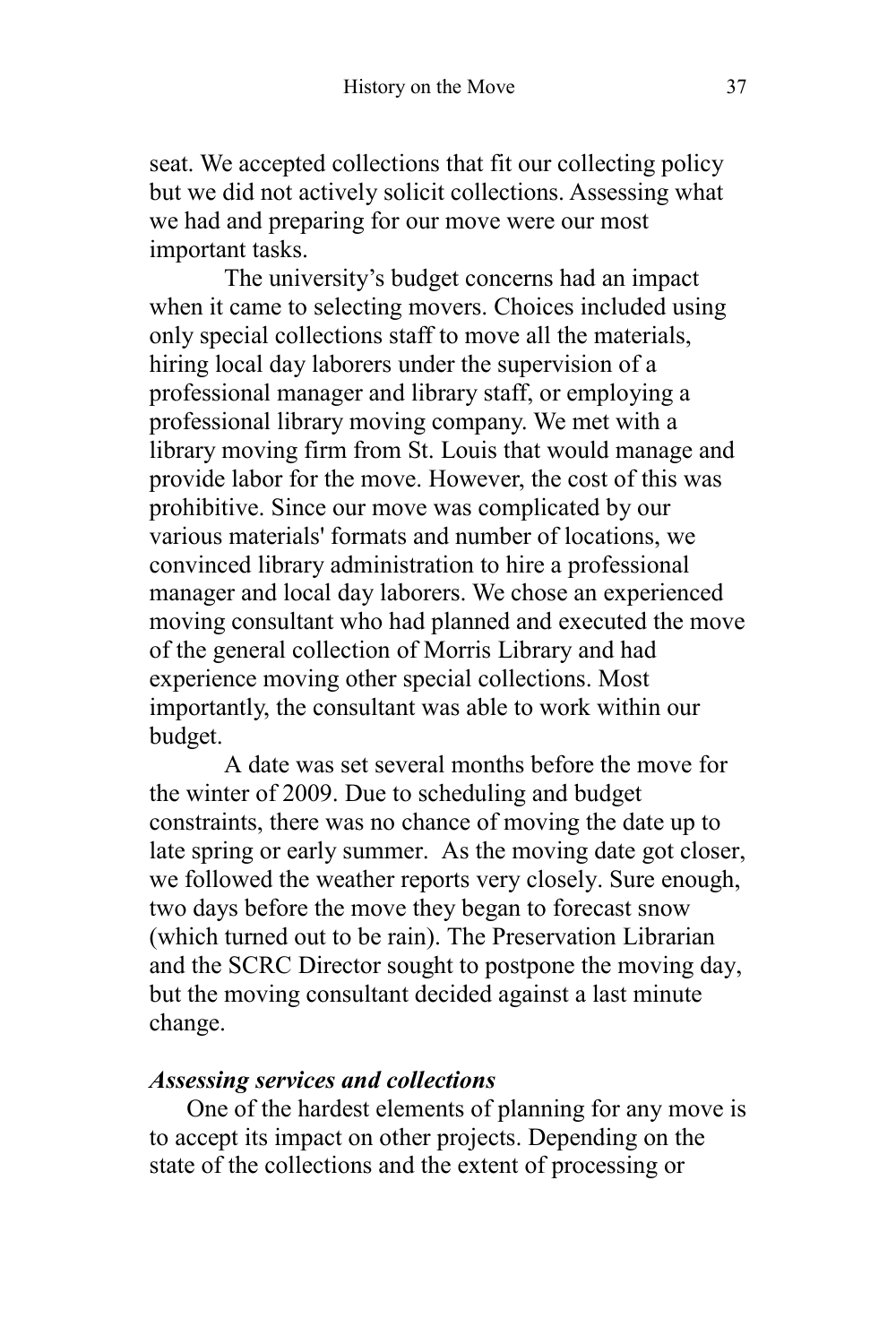seat. We accepted collections that fit our collecting policy but we did not actively solicit collections. Assessing what we had and preparing for our move were our most important tasks.

The university's budget concerns had an impact when it came to selecting movers. Choices included using only special collections staff to move all the materials, hiring local day laborers under the supervision of a professional manager and library staff, or employing a professional library moving company. We met with a library moving firm from St. Louis that would manage and provide labor for the move. However, the cost of this was prohibitive. Since our move was complicated by our various materials' formats and number of locations, we convinced library administration to hire a professional manager and local day laborers. We chose an experienced moving consultant who had planned and executed the move of the general collection of Morris Library and had experience moving other special collections. Most importantly, the consultant was able to work within our budget.

A date was set several months before the move for the winter of 2009. Due to scheduling and budget constraints, there was no chance of moving the date up to late spring or early summer. As the moving date got closer, we followed the weather reports very closely. Sure enough, two days before the move they began to forecast snow (which turned out to be rain). The Preservation Librarian and the SCRC Director sought to postpone the moving day, but the moving consultant decided against a last minute change.

***Assessing services and collections***

One of the hardest elements of planning for any move is to accept its impact on other projects. Depending on the state of the collections and the extent of processing or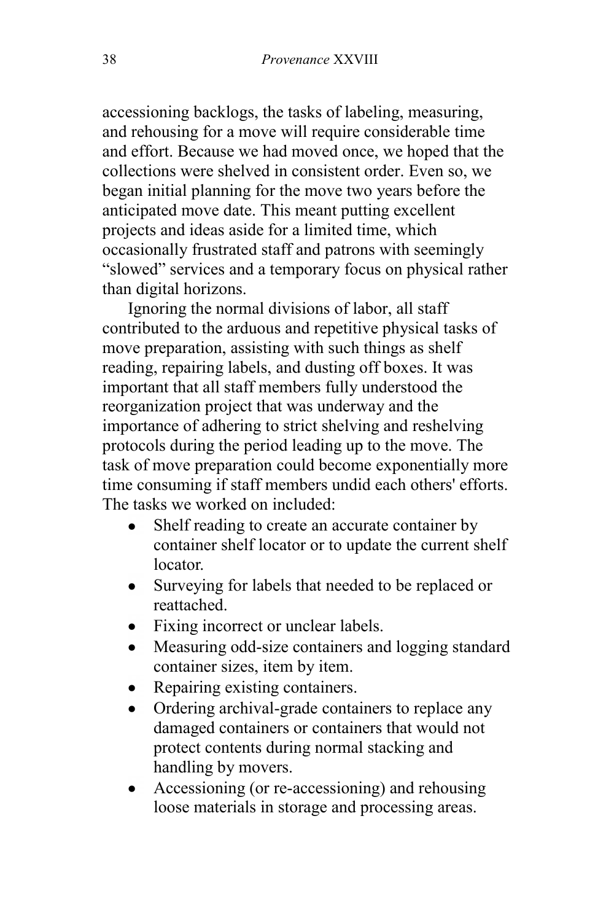accessioning backlogs, the tasks of labeling, measuring, and rehousing for a move will require considerable time and effort. Because we had moved once, we hoped that the collections were shelved in consistent order. Even so, we began initial planning for the move two years before the anticipated move date. This meant putting excellent projects and ideas aside for a limited time, which occasionally frustrated staff and patrons with seemingly "slowed" services and a temporary focus on physical rather than digital horizons.

Ignoring the normal divisions of labor, all staff contributed to the arduous and repetitive physical tasks of move preparation, assisting with such things as shelf reading, repairing labels, and dusting off boxes. It was important that all staff members fully understood the reorganization project that was underway and the importance of adhering to strict shelving and reshelving protocols during the period leading up to the move. The task of move preparation could become exponentially more time consuming if staff members undid each others' efforts. The tasks we worked on included:

- Shelf reading to create an accurate container by container shelf locator or to update the current shelf locator.
- Surveying for labels that needed to be replaced or reattached.
- Fixing incorrect or unclear labels.
- Measuring odd-size containers and logging standard container sizes, item by item.
- Repairing existing containers.
- Ordering archival-grade containers to replace any damaged containers or containers that would not protect contents during normal stacking and handling by movers.
- Accessioning (or re-accessioning) and rehousing loose materials in storage and processing areas.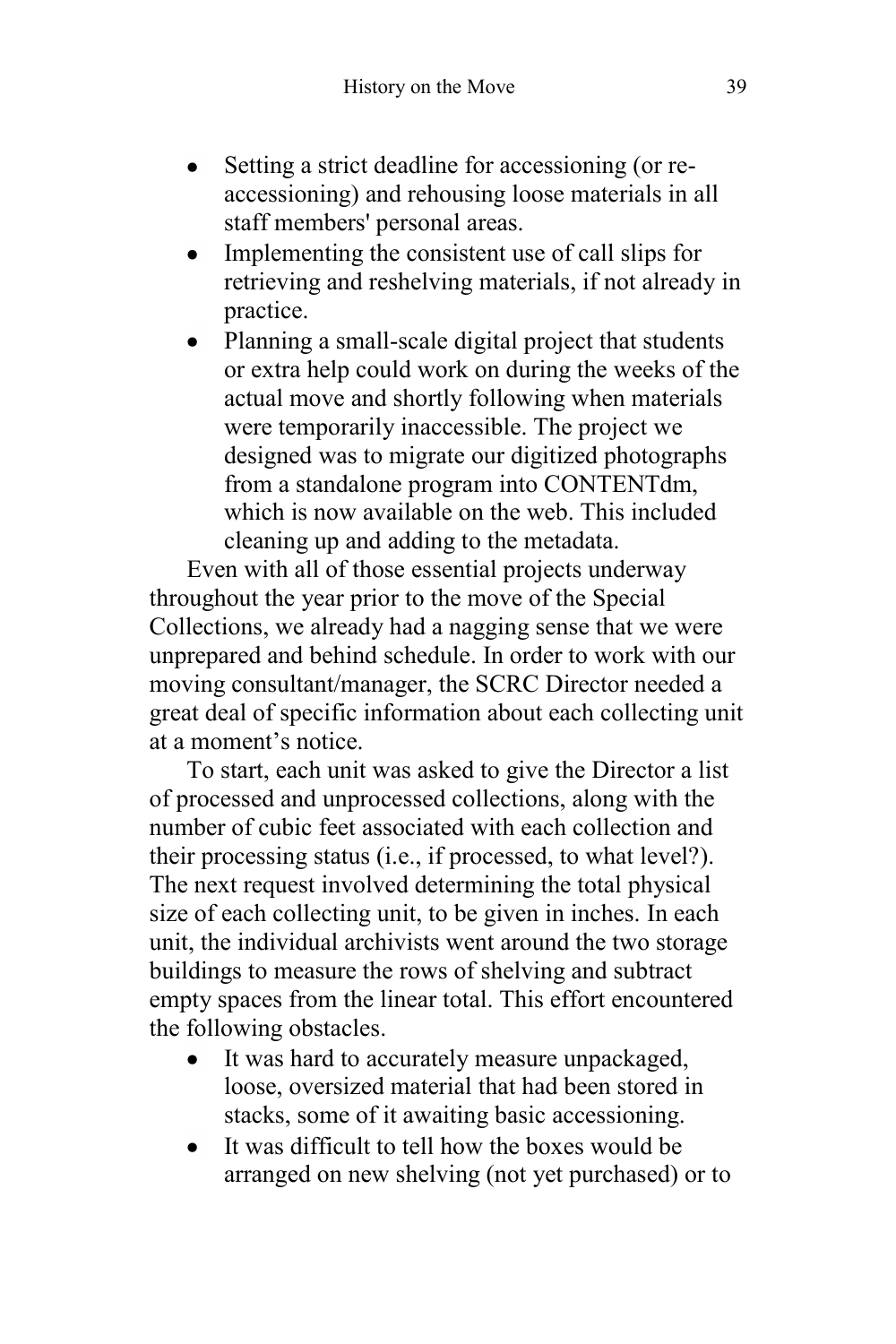- Setting a strict deadline for accessioning (or re-accessioning) and rehousing loose materials in all staff members' personal areas.
- Implementing the consistent use of call slips for retrieving and reshelving materials, if not already in practice.
- Planning a small-scale digital project that students or extra help could work on during the weeks of the actual move and shortly following when materials were temporarily inaccessible. The project we designed was to migrate our digitized photographs from a standalone program into CONTENTdm, which is now available on the web. This included cleaning up and adding to the metadata.

Even with all of those essential projects underway throughout the year prior to the move of the Special Collections, we already had a nagging sense that we were unprepared and behind schedule. In order to work with our moving consultant/manager, the SCRC Director needed a great deal of specific information about each collecting unit at a moment's notice.

To start, each unit was asked to give the Director a list of processed and unprocessed collections, along with the number of cubic feet associated with each collection and their processing status (i.e., if processed, to what level?). The next request involved determining the total physical size of each collecting unit, to be given in inches. In each unit, the individual archivists went around the two storage buildings to measure the rows of shelving and subtract empty spaces from the linear total. This effort encountered the following obstacles.

- It was hard to accurately measure unpackaged, loose, oversized material that had been stored in stacks, some of it awaiting basic accessioning.
- It was difficult to tell how the boxes would be arranged on new shelving (not yet purchased) or to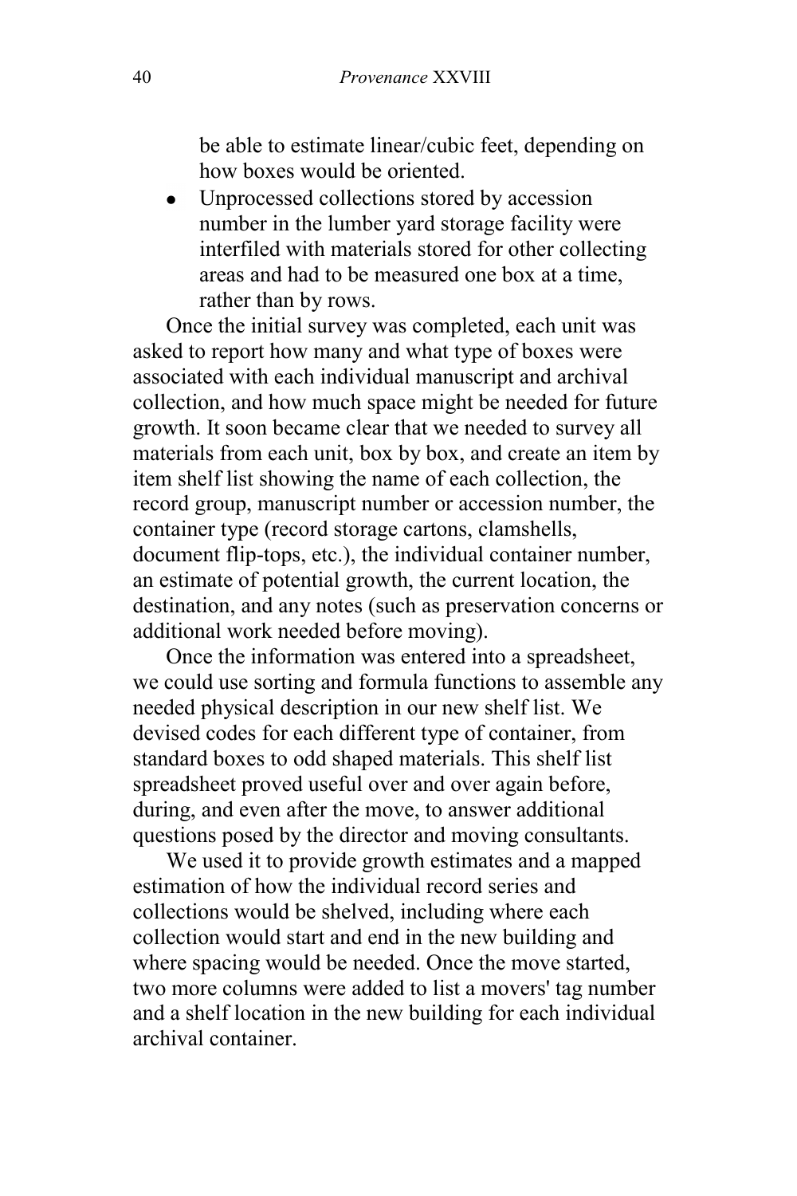be able to estimate linear/cubic feet, depending on how boxes would be oriented.

- Unprocessed collections stored by accession number in the lumber yard storage facility were interfiled with materials stored for other collecting areas and had to be measured one box at a time, rather than by rows.

Once the initial survey was completed, each unit was asked to report how many and what type of boxes were associated with each individual manuscript and archival collection, and how much space might be needed for future growth. It soon became clear that we needed to survey all materials from each unit, box by box, and create an item by item shelf list showing the name of each collection, the record group, manuscript number or accession number, the container type (record storage cartons, clamshells, document flip-tops, etc.), the individual container number, an estimate of potential growth, the current location, the destination, and any notes (such as preservation concerns or additional work needed before moving).

Once the information was entered into a spreadsheet, we could use sorting and formula functions to assemble any needed physical description in our new shelf list. We devised codes for each different type of container, from standard boxes to odd shaped materials. This shelf list spreadsheet proved useful over and over again before, during, and even after the move, to answer additional questions posed by the director and moving consultants.

We used it to provide growth estimates and a mapped estimation of how the individual record series and collections would be shelved, including where each collection would start and end in the new building and where spacing would be needed. Once the move started, two more columns were added to list a movers' tag number and a shelf location in the new building for each individual archival container.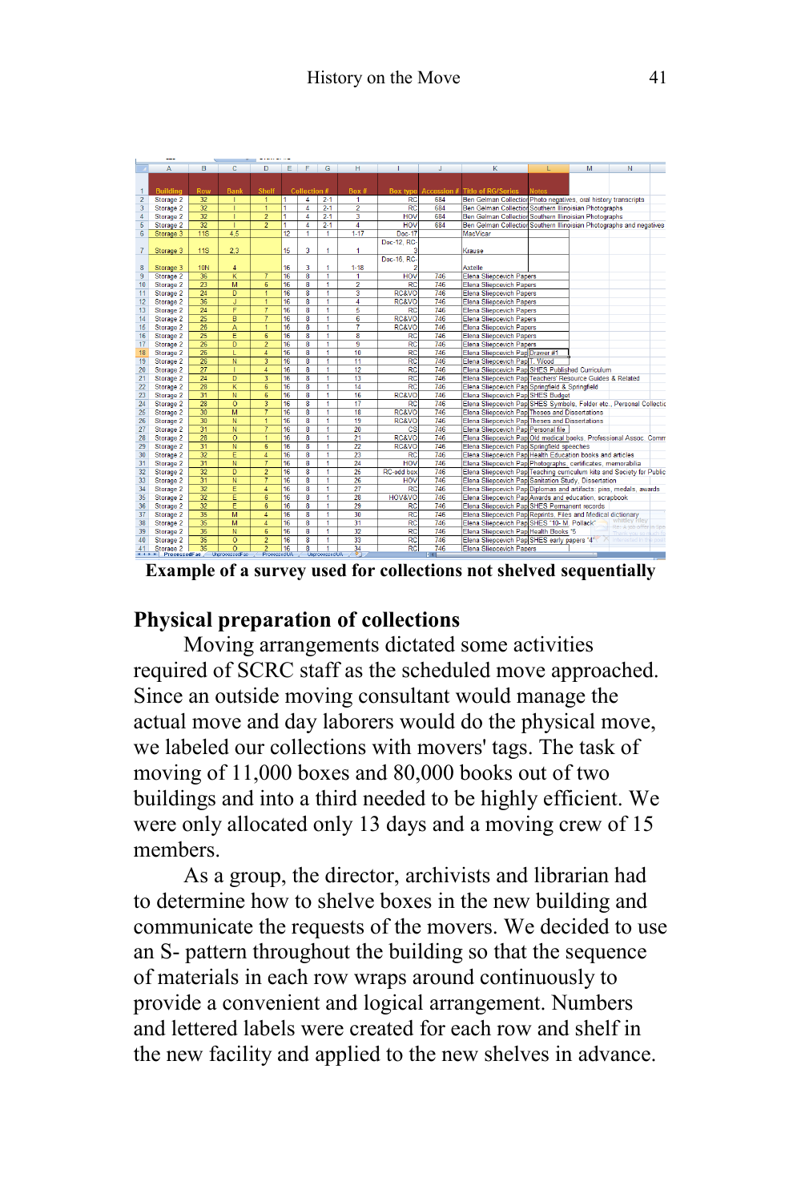| | A | B | C | D | E | F | G | H | I | J | K | L | M | N |
|---|---|---|---|---|---|---|---|---|---|---|---|---|---|---|
| 1 | Building | Row | Bank | Shelf | Collection # | | | Box # | Box type | Accession # | Title of RG/Series | Notes | | |
| 2 | Storage 2 | 32 | I | 1 | 1 | 4 | 2-1 | 1 | RC | 684 | Ben Gelman Collection | Photo negatives, oral history transcripts | | |
| 3 | Storage 2 | 32 | I | 1 | 1 | 4 | 2-1 | 2 | RC | 684 | Ben Gelman Collection | Southern Illinoisan Photographs | | |
| 4 | Storage 2 | 32 | I | 2 | 1 | 4 | 2-1 | 3 | HOV | 684 | Ben Gelman Collection | Southern Illinoisan Photographs | | |
| 5 | Storage 2 | 32 | I | 2 | 1 | 4 | 2-1 | 4 | HOV | 684 | Ben Gelman Collection | Southern Illinoisan Photographs and negatives | | |
| 6 | Storage 3 | 11S | 4,5 | | 12 | 1 | 1 | 1-17 | Doc-17 | | MacVicar | | | |
| 7 | Storage 3 | 11S | 2,3 | | 15 | 3 | 1 | 1 | Doc-12, RC-3 | | Krause | | | |
| 8 | Storage 3 | 10N | 4 | | 16 | 3 | 1 | 1-18 | Doc-16, RC-2 | | Axtelle | | | |
| 9 | Storage 2 | 36 | K | 7 | 16 | 8 | 1 | 1 | HOV | 746 | Elena Sliepcevich Papers | | | |
| 10 | Storage 2 | 23 | M | 6 | 16 | 8 | 1 | 2 | RC | 746 | Elena Sliepcevich Papers | | | |
| 11 | Storage 2 | 24 | D | 1 | 16 | 8 | 1 | 3 | RC&VO | 746 | Elena Sliepcevich Papers | | | |
| 12 | Storage 2 | 36 | J | 1 | 16 | 8 | 1 | 4 | RC&VO | 746 | Elena Sliepcevich Papers | | | |
| 13 | Storage 2 | 24 | F | 7 | 16 | 8 | 1 | 5 | RC | 746 | Elena Sliepcevich Papers | | | |
| 14 | Storage 2 | 25 | B | 7 | 16 | 8 | 1 | 6 | RC&VO | 746 | Elena Sliepcevich Papers | | | |
| 15 | Storage 2 | 26 | A | 1 | 16 | 8 | 1 | 7 | RC&VO | 746 | Elena Sliepcevich Papers | | | |
| 16 | Storage 2 | 25 | E | 6 | 16 | 8 | 1 | 8 | RC | 746 | Elena Sliepcevich Papers | | | |
| 17 | Storage 2 | 26 | D | 2 | 16 | 8 | 1 | 9 | RC | 746 | Elena Sliepcevich Papers | | | |
| 18 | Storage 2 | 26 | L | 4 | 16 | 8 | 1 | 10 | RC | 746 | Elena Sliepcevich Pap | Drawer #1 | | |
| 19 | Storage 2 | 26 | N | 3 | 16 | 8 | 1 | 11 | RC | 746 | Elena Sliepcevich Pap | T. Wood | | |
| 20 | Storage 2 | 27 | I | 4 | 16 | 8 | 1 | 12 | RC | 746 | Elena Sliepcevich Pap | SHES Published Curriculum | | |
| 21 | Storage 2 | 24 | D | 3 | 16 | 8 | 1 | 13 | RC | 746 | Elena Sliepcevich Pap | Teachers' Resource Guides & Related | | |
| 22 | Storage 2 | 28 | K | 6 | 16 | 8 | 1 | 14 | RC | 746 | Elena Sliepcevich Pap | Springfield & Springfield | | |
| 23 | Storage 2 | 31 | N | 6 | 16 | 8 | 1 | 16 | RC&VO | 746 | Elena Sliepcevich Pap | SHES Budget | | |
| 24 | Storage 2 | 28 | O | 3 | 16 | 8 | 1 | 17 | RC | 746 | Elena Sliepcevich Pap | SHES Symbols, Folder etc., Personal Collectio | | |
| 25 | Storage 2 | 30 | M | 7 | 16 | 8 | 1 | 18 | RC&VO | 746 | Elena Sliepcevich Pap | Theses and Dissertations | | |
| 26 | Storage 2 | 30 | N | 1 | 16 | 8 | 1 | 19 | RC&VO | 746 | Elena Sliepcevich Pap | Theses and Dissertations | | |
| 27 | Storage 2 | 31 | N | 7 | 16 | 8 | 1 | 20 | CS | 746 | Elena Sliepcevich Pap | Personal file | | |
| 28 | Storage 2 | 28 | O | 1 | 16 | 8 | 1 | 21 | RC&VO | 746 | Elena Sliepcevich Pap | Old medical books, Professional Assoc. Comm | | |
| 29 | Storage 2 | 31 | N | 6 | 16 | 8 | 1 | 22 | RC&VO | 746 | Elena Sliepcevich Pap | Springfield speeches | | |
| 30 | Storage 2 | 32 | E | 4 | 16 | 8 | 1 | 23 | RC | 746 | Elena Sliepcevich Pap | Health Education books and articles | | |
| 31 | Storage 2 | 31 | N | 7 | 16 | 8 | 1 | 24 | HOV | 746 | Elena Sliepcevich Pap | Photographs, certificates, memorabilia | | |
| 32 | Storage 2 | 32 | D | 2 | 16 | 8 | 1 | 25 | RC-odd box | 746 | Elena Sliepcevich Pap | Teaching curriculum kits and Society for Public | | |
| 33 | Storage 2 | 31 | N | 7 | 16 | 8 | 1 | 26 | HOV | 746 | Elena Sliepcevich Pap | Sanitation Study, Dissertation | | |
| 34 | Storage 2 | 32 | E | 4 | 16 | 8 | 1 | 27 | RC | 746 | Elena Sliepcevich Pap | Diplomas and artifacts, pins, medals, awards | | |
| 35 | Storage 2 | 32 | E | 6 | 16 | 8 | 1 | 28 | HOV&VO | 746 | Elena Sliepcevich Pap | Awards and education, scrapbook | | |
| 36 | Storage 2 | 32 | E | 6 | 16 | 8 | 1 | 29 | RC | 746 | Elena Sliepcevich Pap | SHES Permanent records | | |
| 37 | Storage 2 | 35 | M | 4 | 16 | 8 | 1 | 30 | RC | 746 | Elena Sliepcevich Pap | Reprints, Files and Medical dictionary | | |
| 38 | Storage 2 | 35 | M | 4 | 16 | 8 | 1 | 31 | RC | 746 | Elena Sliepcevich Pap | SHES "10- M. Pollack" | | |
| 39 | Storage 2 | 35 | N | 6 | 16 | 8 | 1 | 32 | RC | 746 | Elena Sliepcevich Pap | Health Books "5 | | |
| 40 | Storage 2 | 35 | O | 2 | 16 | 8 | 1 | 33 | RC | 746 | Elena Sliepcevich Pap | SHES early papers "4" | | |
| 41 | Storage 2 | 35 | O | 2 | 16 | 8 | 1 | 34 | RC | 746 | Elena Sliepcevich Papers | | | |

**Example of a survey used for collections not shelved sequentially**

## Physical preparation of collections

Moving arrangements dictated some activities required of SCRC staff as the scheduled move approached. Since an outside moving consultant would manage the actual move and day laborers would do the physical move, we labeled our collections with movers' tags. The task of moving of 11,000 boxes and 80,000 books out of two buildings and into a third needed to be highly efficient. We were only allocated only 13 days and a moving crew of 15 members.

As a group, the director, archivists and librarian had to determine how to shelve boxes in the new building and communicate the requests of the movers. We decided to use an S- pattern throughout the building so that the sequence of materials in each row wraps around continuously to provide a convenient and logical arrangement. Numbers and lettered labels were created for each row and shelf in the new facility and applied to the new shelves in advance.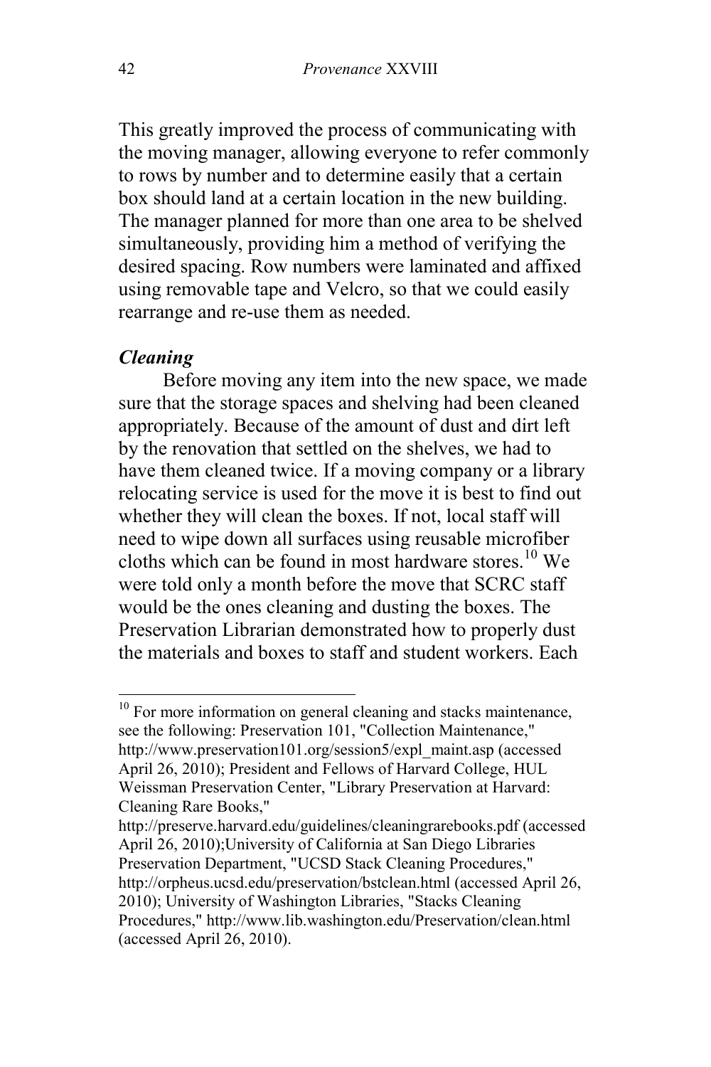This greatly improved the process of communicating with the moving manager, allowing everyone to refer commonly to rows by number and to determine easily that a certain box should land at a certain location in the new building. The manager planned for more than one area to be shelved simultaneously, providing him a method of verifying the desired spacing. Row numbers were laminated and affixed using removable tape and Velcro, so that we could easily rearrange and re-use them as needed.

### *Cleaning*

Before moving any item into the new space, we made sure that the storage spaces and shelving had been cleaned appropriately. Because of the amount of dust and dirt left by the renovation that settled on the shelves, we had to have them cleaned twice. If a moving company or a library relocating service is used for the move it is best to find out whether they will clean the boxes. If not, local staff will need to wipe down all surfaces using reusable microfiber cloths which can be found in most hardware stores.[10] We were told only a month before the move that SCRC staff would be the ones cleaning and dusting the boxes. The Preservation Librarian demonstrated how to properly dust the materials and boxes to staff and student workers. Each

---

[10] For more information on general cleaning and stacks maintenance, see the following: Preservation 101, "Collection Maintenance," http://www.preservation101.org/session5/expl_maint.asp (accessed April 26, 2010); President and Fellows of Harvard College, HUL Weissman Preservation Center, "Library Preservation at Harvard: Cleaning Rare Books," http://preserve.harvard.edu/guidelines/cleaningrarebooks.pdf (accessed April 26, 2010);University of California at San Diego Libraries Preservation Department, "UCSD Stack Cleaning Procedures," http://orpheus.ucsd.edu/preservation/bstclean.html (accessed April 26, 2010); University of Washington Libraries, "Stacks Cleaning Procedures," http://www.lib.washington.edu/Preservation/clean.html (accessed April 26, 2010).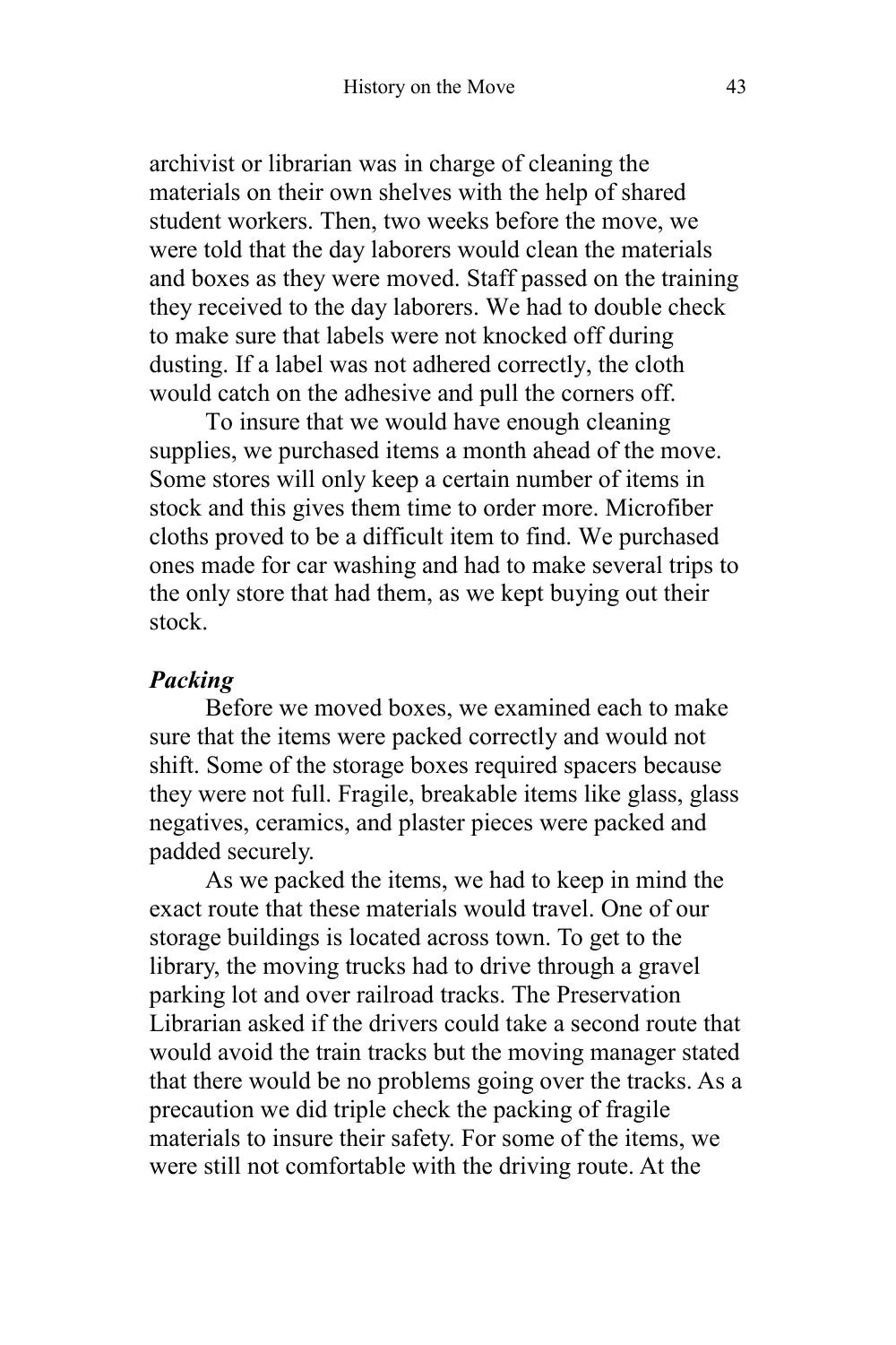archivist or librarian was in charge of cleaning the materials on their own shelves with the help of shared student workers. Then, two weeks before the move, we were told that the day laborers would clean the materials and boxes as they were moved. Staff passed on the training they received to the day laborers. We had to double check to make sure that labels were not knocked off during dusting. If a label was not adhered correctly, the cloth would catch on the adhesive and pull the corners off.

To insure that we would have enough cleaning supplies, we purchased items a month ahead of the move. Some stores will only keep a certain number of items in stock and this gives them time to order more. Microfiber cloths proved to be a difficult item to find. We purchased ones made for car washing and had to make several trips to the only store that had them, as we kept buying out their stock.

### *Packing*

Before we moved boxes, we examined each to make sure that the items were packed correctly and would not shift. Some of the storage boxes required spacers because they were not full. Fragile, breakable items like glass, glass negatives, ceramics, and plaster pieces were packed and padded securely.

As we packed the items, we had to keep in mind the exact route that these materials would travel. One of our storage buildings is located across town. To get to the library, the moving trucks had to drive through a gravel parking lot and over railroad tracks. The Preservation Librarian asked if the drivers could take a second route that would avoid the train tracks but the moving manager stated that there would be no problems going over the tracks. As a precaution we did triple check the packing of fragile materials to insure their safety. For some of the items, we were still not comfortable with the driving route. At the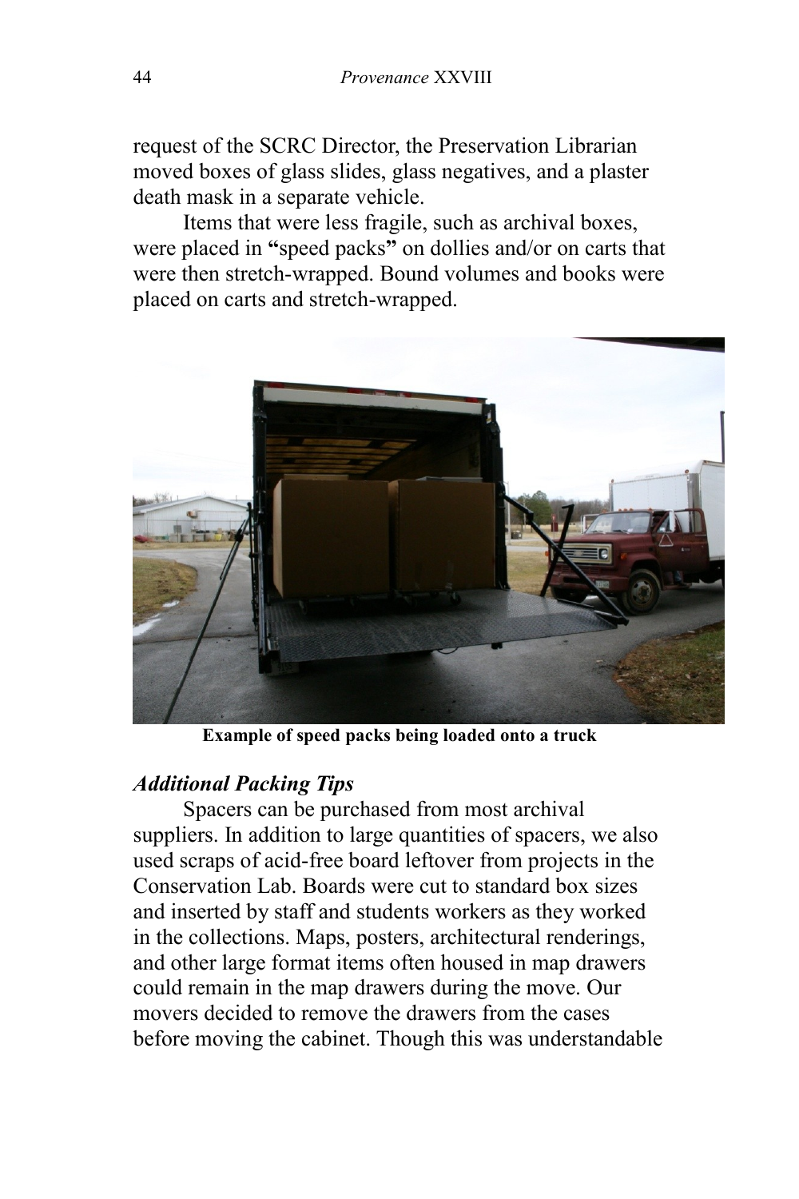request of the SCRC Director, the Preservation Librarian moved boxes of glass slides, glass negatives, and a plaster death mask in a separate vehicle.

Items that were less fragile, such as archival boxes, were placed in **"**speed packs**"** on dollies and/or on carts that were then stretch-wrapped. Bound volumes and books were placed on carts and stretch-wrapped.

**Example of speed packs being loaded onto a truck**

### *Additional Packing Tips*

Spacers can be purchased from most archival suppliers. In addition to large quantities of spacers, we also used scraps of acid-free board leftover from projects in the Conservation Lab. Boards were cut to standard box sizes and inserted by staff and students workers as they worked in the collections. Maps, posters, architectural renderings, and other large format items often housed in map drawers could remain in the map drawers during the move. Our movers decided to remove the drawers from the cases before moving the cabinet. Though this was understandable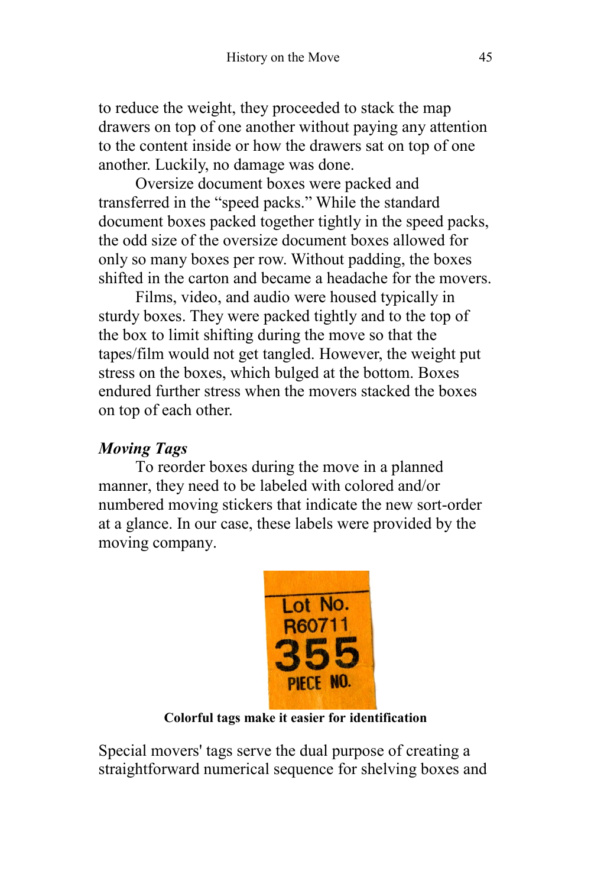to reduce the weight, they proceeded to stack the map drawers on top of one another without paying any attention to the content inside or how the drawers sat on top of one another. Luckily, no damage was done.

Oversize document boxes were packed and transferred in the "speed packs." While the standard document boxes packed together tightly in the speed packs, the odd size of the oversize document boxes allowed for only so many boxes per row. Without padding, the boxes shifted in the carton and became a headache for the movers.

Films, video, and audio were housed typically in sturdy boxes. They were packed tightly and to the top of the box to limit shifting during the move so that the tapes/film would not get tangled. However, the weight put stress on the boxes, which bulged at the bottom. Boxes endured further stress when the movers stacked the boxes on top of each other.

### *Moving Tags*

To reorder boxes during the move in a planned manner, they need to be labeled with colored and/or numbered moving stickers that indicate the new sort-order at a glance. In our case, these labels were provided by the moving company.

**Colorful tags make it easier for identification**

Special movers' tags serve the dual purpose of creating a straightforward numerical sequence for shelving boxes and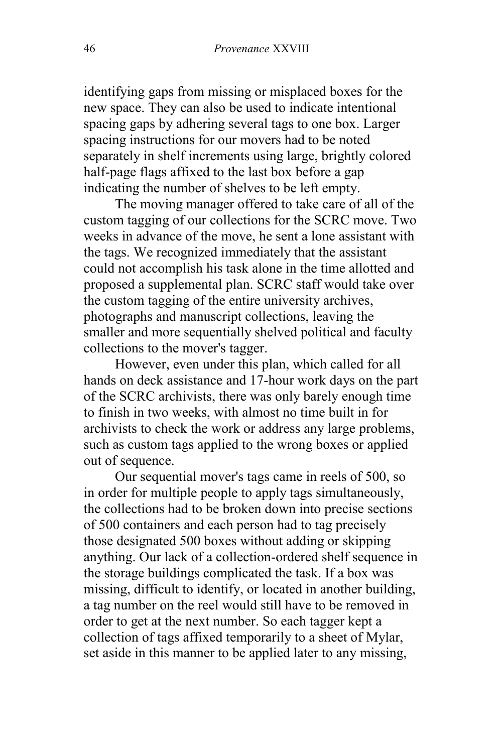identifying gaps from missing or misplaced boxes for the new space. They can also be used to indicate intentional spacing gaps by adhering several tags to one box. Larger spacing instructions for our movers had to be noted separately in shelf increments using large, brightly colored half-page flags affixed to the last box before a gap indicating the number of shelves to be left empty.

The moving manager offered to take care of all of the custom tagging of our collections for the SCRC move. Two weeks in advance of the move, he sent a lone assistant with the tags. We recognized immediately that the assistant could not accomplish his task alone in the time allotted and proposed a supplemental plan. SCRC staff would take over the custom tagging of the entire university archives, photographs and manuscript collections, leaving the smaller and more sequentially shelved political and faculty collections to the mover's tagger.

However, even under this plan, which called for all hands on deck assistance and 17-hour work days on the part of the SCRC archivists, there was only barely enough time to finish in two weeks, with almost no time built in for archivists to check the work or address any large problems, such as custom tags applied to the wrong boxes or applied out of sequence.

Our sequential mover's tags came in reels of 500, so in order for multiple people to apply tags simultaneously, the collections had to be broken down into precise sections of 500 containers and each person had to tag precisely those designated 500 boxes without adding or skipping anything. Our lack of a collection-ordered shelf sequence in the storage buildings complicated the task. If a box was missing, difficult to identify, or located in another building, a tag number on the reel would still have to be removed in order to get at the next number. So each tagger kept a collection of tags affixed temporarily to a sheet of Mylar, set aside in this manner to be applied later to any missing,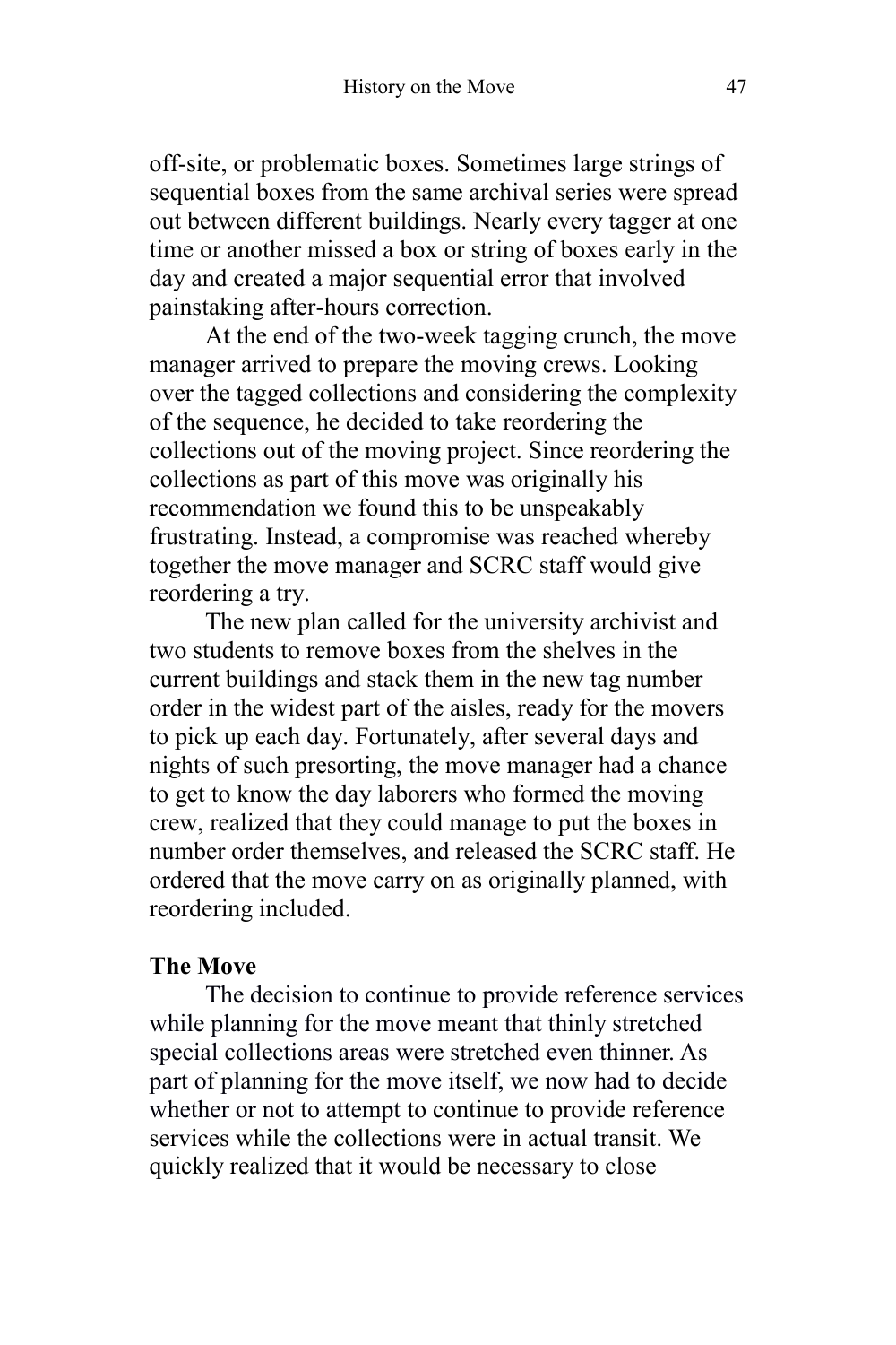off-site, or problematic boxes. Sometimes large strings of sequential boxes from the same archival series were spread out between different buildings. Nearly every tagger at one time or another missed a box or string of boxes early in the day and created a major sequential error that involved painstaking after-hours correction.

At the end of the two-week tagging crunch, the move manager arrived to prepare the moving crews. Looking over the tagged collections and considering the complexity of the sequence, he decided to take reordering the collections out of the moving project. Since reordering the collections as part of this move was originally his recommendation we found this to be unspeakably frustrating. Instead, a compromise was reached whereby together the move manager and SCRC staff would give reordering a try.

The new plan called for the university archivist and two students to remove boxes from the shelves in the current buildings and stack them in the new tag number order in the widest part of the aisles, ready for the movers to pick up each day. Fortunately, after several days and nights of such presorting, the move manager had a chance to get to know the day laborers who formed the moving crew, realized that they could manage to put the boxes in number order themselves, and released the SCRC staff. He ordered that the move carry on as originally planned, with reordering included.

**The Move**

The decision to continue to provide reference services while planning for the move meant that thinly stretched special collections areas were stretched even thinner. As part of planning for the move itself, we now had to decide whether or not to attempt to continue to provide reference services while the collections were in actual transit. We quickly realized that it would be necessary to close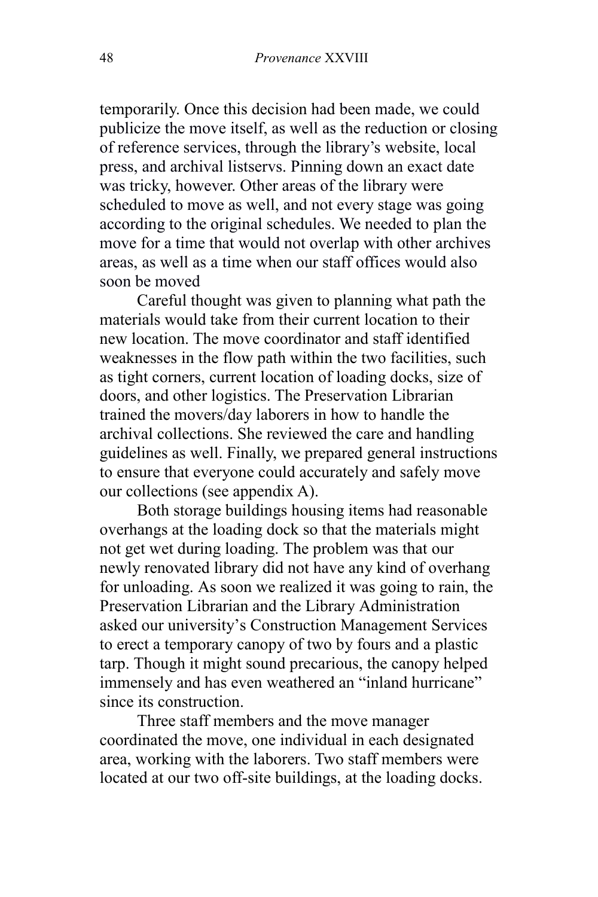temporarily. Once this decision had been made, we could publicize the move itself, as well as the reduction or closing of reference services, through the library's website, local press, and archival listservs. Pinning down an exact date was tricky, however. Other areas of the library were scheduled to move as well, and not every stage was going according to the original schedules. We needed to plan the move for a time that would not overlap with other archives areas, as well as a time when our staff offices would also soon be moved

Careful thought was given to planning what path the materials would take from their current location to their new location. The move coordinator and staff identified weaknesses in the flow path within the two facilities, such as tight corners, current location of loading docks, size of doors, and other logistics. The Preservation Librarian trained the movers/day laborers in how to handle the archival collections. She reviewed the care and handling guidelines as well. Finally, we prepared general instructions to ensure that everyone could accurately and safely move our collections (see appendix A).

Both storage buildings housing items had reasonable overhangs at the loading dock so that the materials might not get wet during loading. The problem was that our newly renovated library did not have any kind of overhang for unloading. As soon we realized it was going to rain, the Preservation Librarian and the Library Administration asked our university's Construction Management Services to erect a temporary canopy of two by fours and a plastic tarp. Though it might sound precarious, the canopy helped immensely and has even weathered an "inland hurricane" since its construction.

Three staff members and the move manager coordinated the move, one individual in each designated area, working with the laborers. Two staff members were located at our two off-site buildings, at the loading docks.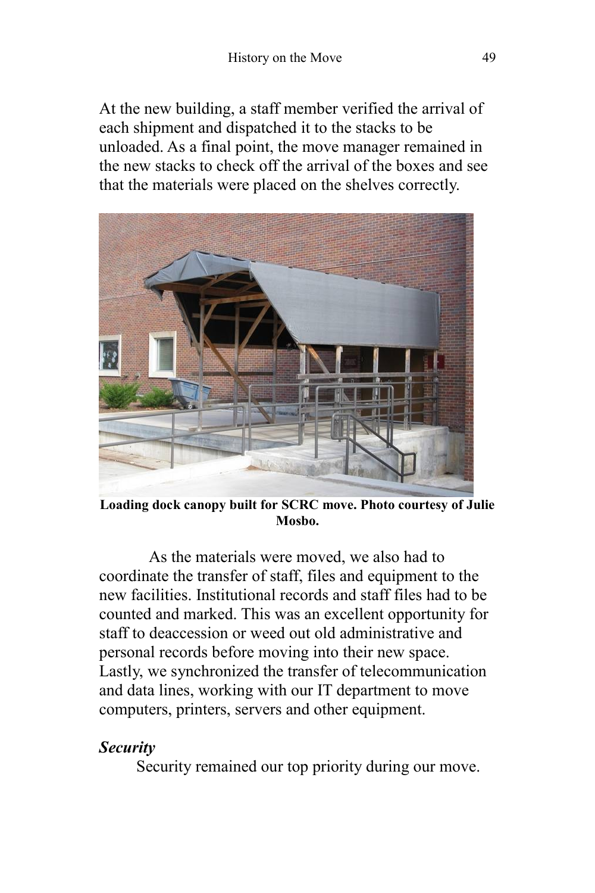At the new building, a staff member verified the arrival of each shipment and dispatched it to the stacks to be unloaded. As a final point, the move manager remained in the new stacks to check off the arrival of the boxes and see that the materials were placed on the shelves correctly.

**Loading dock canopy built for SCRC move. Photo courtesy of Julie Mosbo.**

As the materials were moved, we also had to coordinate the transfer of staff, files and equipment to the new facilities. Institutional records and staff files had to be counted and marked. This was an excellent opportunity for staff to deaccession or weed out old administrative and personal records before moving into their new space. Lastly, we synchronized the transfer of telecommunication and data lines, working with our IT department to move computers, printers, servers and other equipment.

***Security***

Security remained our top priority during our move.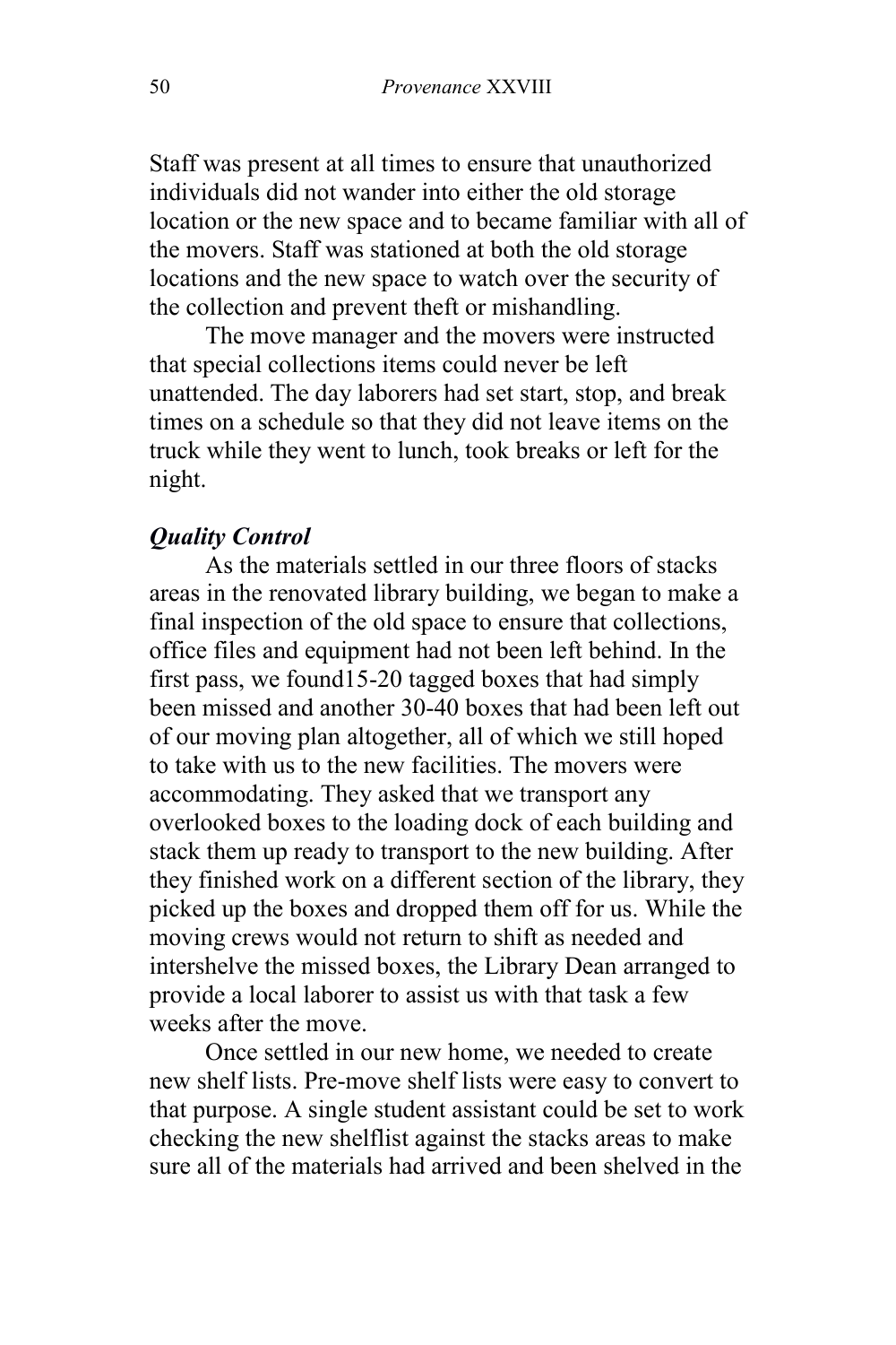Staff was present at all times to ensure that unauthorized individuals did not wander into either the old storage location or the new space and to became familiar with all of the movers. Staff was stationed at both the old storage locations and the new space to watch over the security of the collection and prevent theft or mishandling.

The move manager and the movers were instructed that special collections items could never be left unattended. The day laborers had set start, stop, and break times on a schedule so that they did not leave items on the truck while they went to lunch, took breaks or left for the night.

### *Quality Control*

As the materials settled in our three floors of stacks areas in the renovated library building, we began to make a final inspection of the old space to ensure that collections, office files and equipment had not been left behind. In the first pass, we found15-20 tagged boxes that had simply been missed and another 30-40 boxes that had been left out of our moving plan altogether, all of which we still hoped to take with us to the new facilities. The movers were accommodating. They asked that we transport any overlooked boxes to the loading dock of each building and stack them up ready to transport to the new building. After they finished work on a different section of the library, they picked up the boxes and dropped them off for us. While the moving crews would not return to shift as needed and intershelve the missed boxes, the Library Dean arranged to provide a local laborer to assist us with that task a few weeks after the move.

Once settled in our new home, we needed to create new shelf lists. Pre-move shelf lists were easy to convert to that purpose. A single student assistant could be set to work checking the new shelflist against the stacks areas to make sure all of the materials had arrived and been shelved in the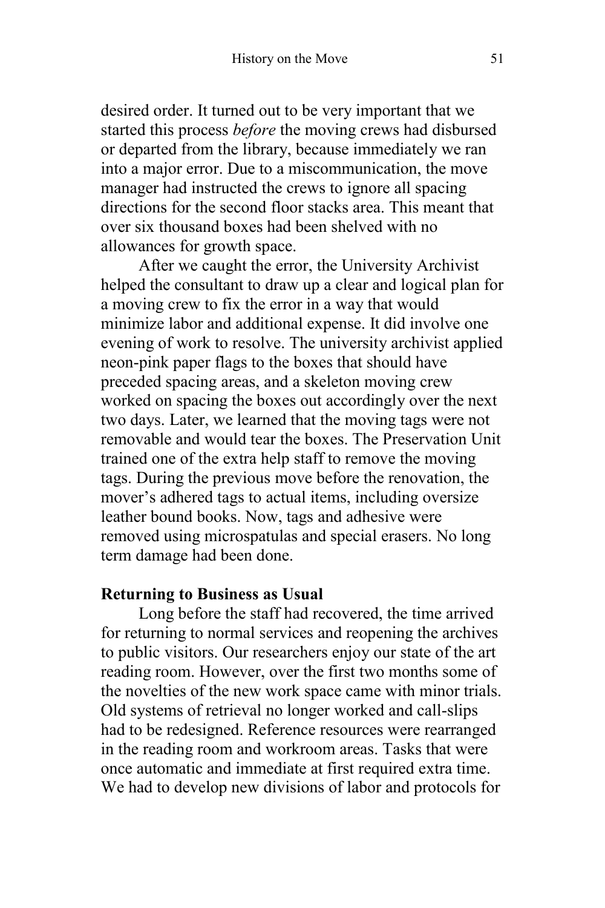desired order. It turned out to be very important that we started this process *before* the moving crews had disbursed or departed from the library, because immediately we ran into a major error. Due to a miscommunication, the move manager had instructed the crews to ignore all spacing directions for the second floor stacks area. This meant that over six thousand boxes had been shelved with no allowances for growth space.

After we caught the error, the University Archivist helped the consultant to draw up a clear and logical plan for a moving crew to fix the error in a way that would minimize labor and additional expense. It did involve one evening of work to resolve. The university archivist applied neon-pink paper flags to the boxes that should have preceded spacing areas, and a skeleton moving crew worked on spacing the boxes out accordingly over the next two days. Later, we learned that the moving tags were not removable and would tear the boxes. The Preservation Unit trained one of the extra help staff to remove the moving tags. During the previous move before the renovation, the mover's adhered tags to actual items, including oversize leather bound books. Now, tags and adhesive were removed using microspatulas and special erasers. No long term damage had been done.

**Returning to Business as Usual**

Long before the staff had recovered, the time arrived for returning to normal services and reopening the archives to public visitors. Our researchers enjoy our state of the art reading room. However, over the first two months some of the novelties of the new work space came with minor trials. Old systems of retrieval no longer worked and call-slips had to be redesigned. Reference resources were rearranged in the reading room and workroom areas. Tasks that were once automatic and immediate at first required extra time. We had to develop new divisions of labor and protocols for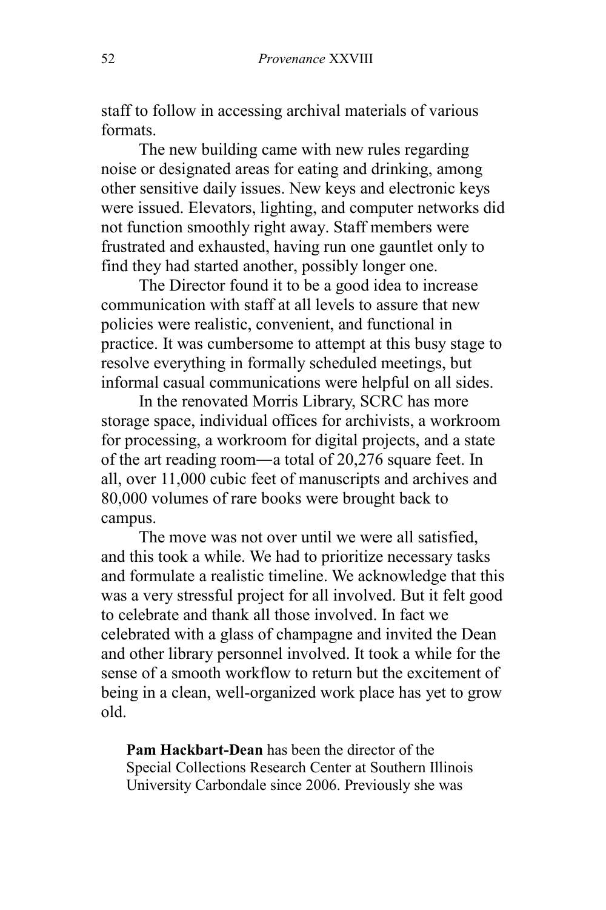staff to follow in accessing archival materials of various formats.

The new building came with new rules regarding noise or designated areas for eating and drinking, among other sensitive daily issues. New keys and electronic keys were issued. Elevators, lighting, and computer networks did not function smoothly right away. Staff members were frustrated and exhausted, having run one gauntlet only to find they had started another, possibly longer one.

The Director found it to be a good idea to increase communication with staff at all levels to assure that new policies were realistic, convenient, and functional in practice. It was cumbersome to attempt at this busy stage to resolve everything in formally scheduled meetings, but informal casual communications were helpful on all sides.

In the renovated Morris Library, SCRC has more storage space, individual offices for archivists, a workroom for processing, a workroom for digital projects, and a state of the art reading room―a total of 20,276 square feet. In all, over 11,000 cubic feet of manuscripts and archives and 80,000 volumes of rare books were brought back to campus.

The move was not over until we were all satisfied, and this took a while. We had to prioritize necessary tasks and formulate a realistic timeline. We acknowledge that this was a very stressful project for all involved. But it felt good to celebrate and thank all those involved. In fact we celebrated with a glass of champagne and invited the Dean and other library personnel involved. It took a while for the sense of a smooth workflow to return but the excitement of being in a clean, well-organized work place has yet to grow old.

**Pam Hackbart-Dean** has been the director of the Special Collections Research Center at Southern Illinois University Carbondale since 2006. Previously she was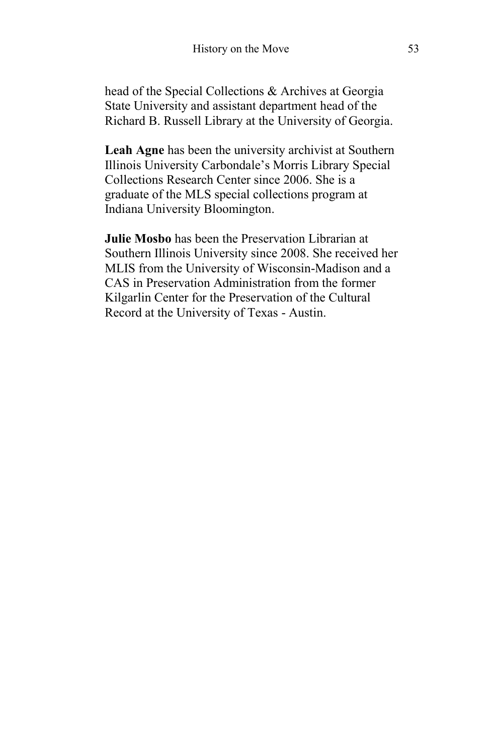head of the Special Collections & Archives at Georgia State University and assistant department head of the Richard B. Russell Library at the University of Georgia.

**Leah Agne** has been the university archivist at Southern Illinois University Carbondale's Morris Library Special Collections Research Center since 2006. She is a graduate of the MLS special collections program at Indiana University Bloomington.

**Julie Mosbo** has been the Preservation Librarian at Southern Illinois University since 2008. She received her MLIS from the University of Wisconsin-Madison and a CAS in Preservation Administration from the former Kilgarlin Center for the Preservation of the Cultural Record at the University of Texas - Austin.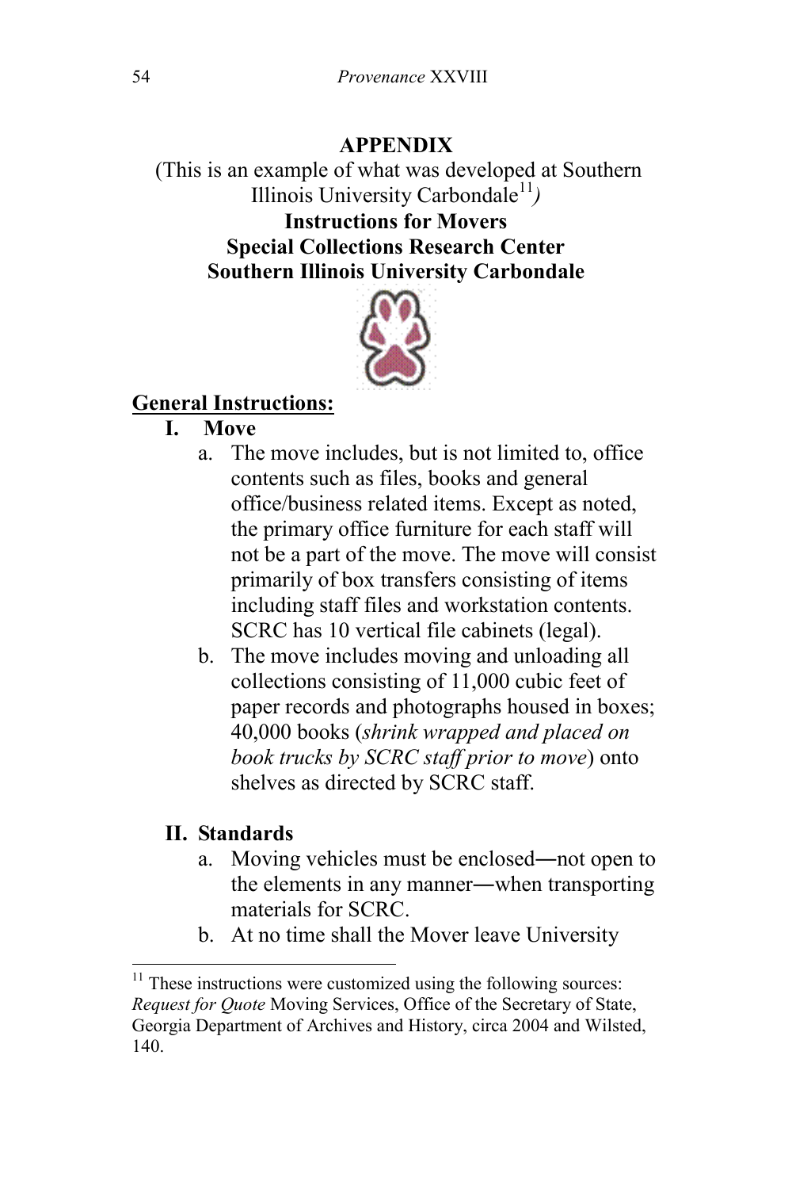## APPENDIX

(This is an example of what was developed at Southern Illinois University Carbondale[11])

**Instructions for Movers**
**Special Collections Research Center**
**Southern Illinois University Carbondale**

**General Instructions:**

**I. Move**

a. The move includes, but is not limited to, office contents such as files, books and general office/business related items. Except as noted, the primary office furniture for each staff will not be a part of the move. The move will consist primarily of box transfers consisting of items including staff files and workstation contents. SCRC has 10 vertical file cabinets (legal).

b. The move includes moving and unloading all collections consisting of 11,000 cubic feet of paper records and photographs housed in boxes; 40,000 books (*shrink wrapped and placed on book trucks by SCRC staff prior to move*) onto shelves as directed by SCRC staff.

**II. Standards**

a. Moving vehicles must be enclosed—not open to the elements in any manner—when transporting materials for SCRC.

b. At no time shall the Mover leave University

---

[11] These instructions were customized using the following sources: *Request for Quote* Moving Services, Office of the Secretary of State, Georgia Department of Archives and History, circa 2004 and Wilsted, 140.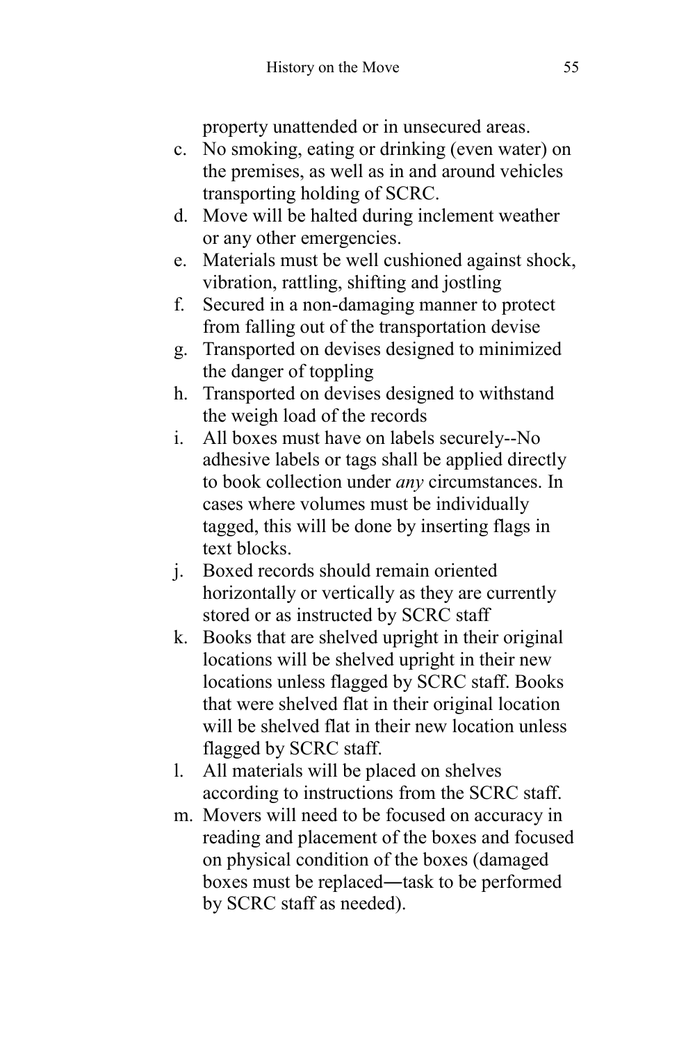property unattended or in unsecured areas.

c. No smoking, eating or drinking (even water) on the premises, as well as in and around vehicles transporting holding of SCRC.
d. Move will be halted during inclement weather or any other emergencies.
e. Materials must be well cushioned against shock, vibration, rattling, shifting and jostling
f. Secured in a non-damaging manner to protect from falling out of the transportation devise
g. Transported on devises designed to minimized the danger of toppling
h. Transported on devises designed to withstand the weigh load of the records
i. All boxes must have on labels securely--No adhesive labels or tags shall be applied directly to book collection under *any* circumstances. In cases where volumes must be individually tagged, this will be done by inserting flags in text blocks.
j. Boxed records should remain oriented horizontally or vertically as they are currently stored or as instructed by SCRC staff
k. Books that are shelved upright in their original locations will be shelved upright in their new locations unless flagged by SCRC staff. Books that were shelved flat in their original location will be shelved flat in their new location unless flagged by SCRC staff.
l. All materials will be placed on shelves according to instructions from the SCRC staff.
m. Movers will need to be focused on accuracy in reading and placement of the boxes and focused on physical condition of the boxes (damaged boxes must be replaced―task to be performed by SCRC staff as needed).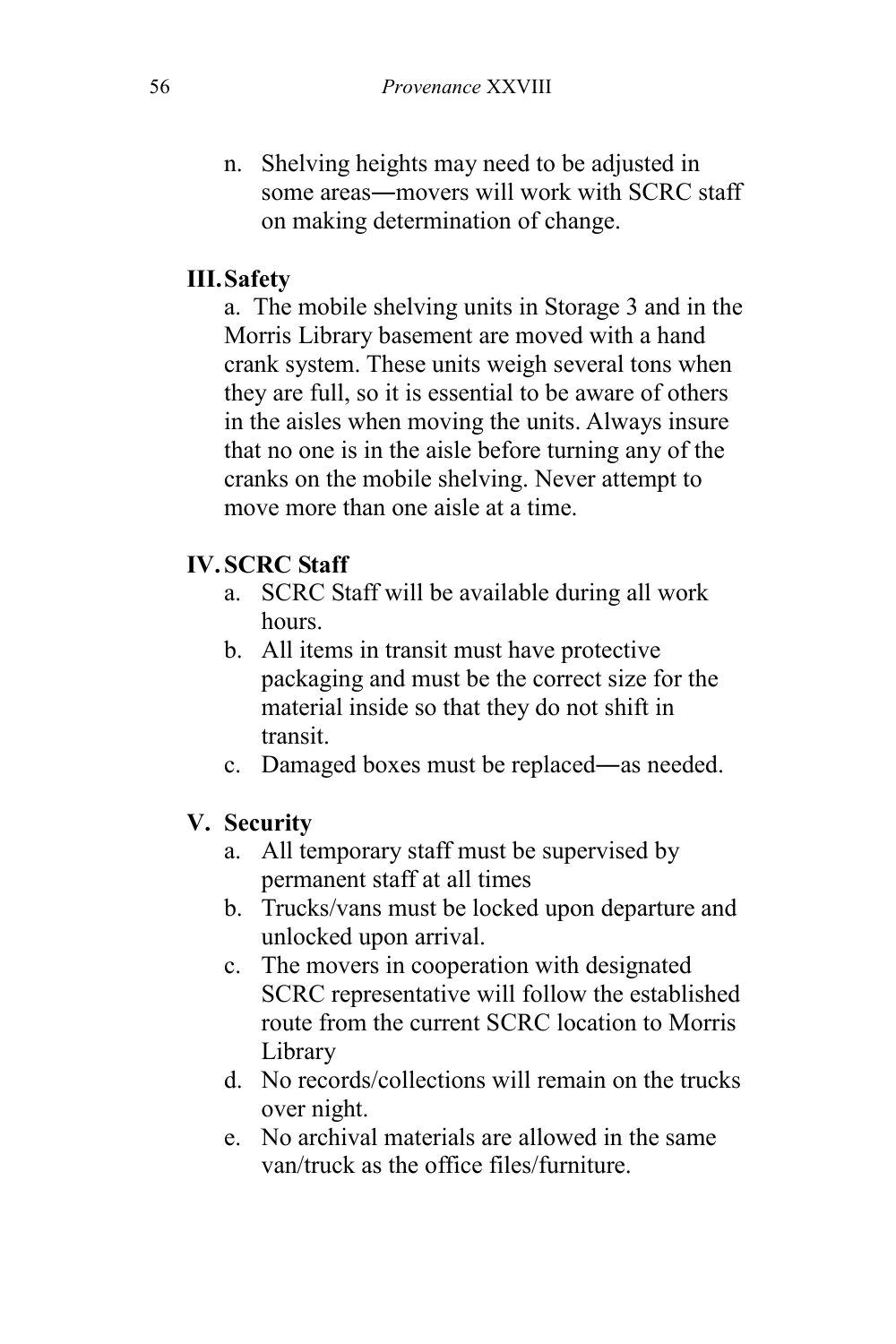n. Shelving heights may need to be adjusted in some areas—movers will work with SCRC staff on making determination of change.

## III. Safety

a. The mobile shelving units in Storage 3 and in the Morris Library basement are moved with a hand crank system. These units weigh several tons when they are full, so it is essential to be aware of others in the aisles when moving the units. Always insure that no one is in the aisle before turning any of the cranks on the mobile shelving. Never attempt to move more than one aisle at a time.

## IV. SCRC Staff

a. SCRC Staff will be available during all work hours.
b. All items in transit must have protective packaging and must be the correct size for the material inside so that they do not shift in transit.
c. Damaged boxes must be replaced—as needed.

## V. Security

a. All temporary staff must be supervised by permanent staff at all times
b. Trucks/vans must be locked upon departure and unlocked upon arrival.
c. The movers in cooperation with designated SCRC representative will follow the established route from the current SCRC location to Morris Library
d. No records/collections will remain on the trucks over night.
e. No archival materials are allowed in the same van/truck as the office files/furniture.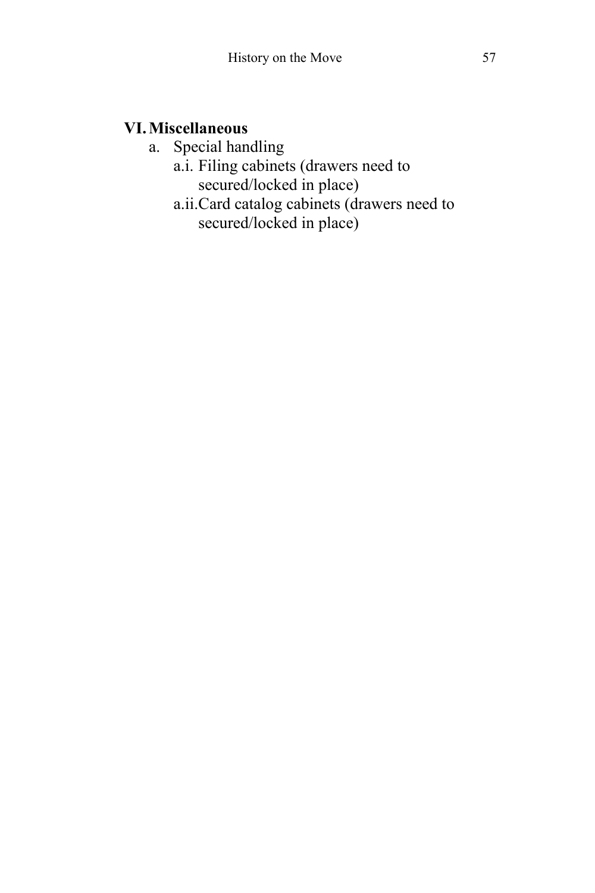## VI. Miscellaneous

a. Special handling

   a.i. Filing cabinets (drawers need to secured/locked in place)

   a.ii. Card catalog cabinets (drawers need to secured/locked in place)